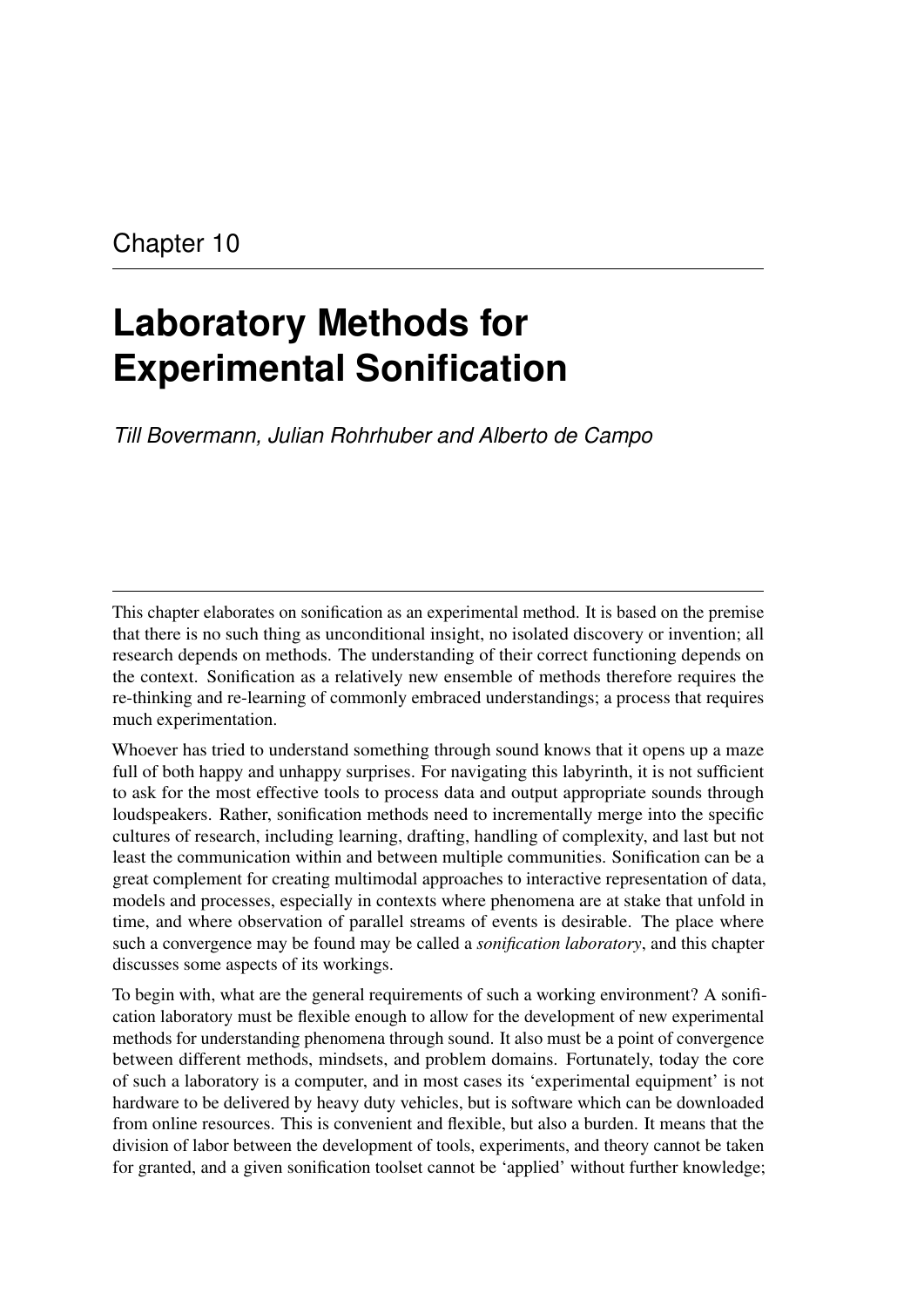Chapter 10

# Laboratory Methods for Experimental Sonification

*Till Bovermann, Julian Rohrhuber and Alberto de Campo*

---

This chapter elaborates on sonification as an experimental method. It is based on the premise that there is no such thing as unconditional insight, no isolated discovery or invention; all research depends on methods. The understanding of their correct functioning depends on the context. Sonification as a relatively new ensemble of methods therefore requires the re-thinking and re-learning of commonly embraced understandings; a process that requires much experimentation.

Whoever has tried to understand something through sound knows that it opens up a maze full of both happy and unhappy surprises. For navigating this labyrinth, it is not sufficient to ask for the most effective tools to process data and output appropriate sounds through loudspeakers. Rather, sonification methods need to incrementally merge into the specific cultures of research, including learning, drafting, handling of complexity, and last but not least the communication within and between multiple communities. Sonification can be a great complement for creating multimodal approaches to interactive representation of data, models and processes, especially in contexts where phenomena are at stake that unfold in time, and where observation of parallel streams of events is desirable. The place where such a convergence may be found may be called a *sonification laboratory*, and this chapter discusses some aspects of its workings.

To begin with, what are the general requirements of such a working environment? A sonification laboratory must be flexible enough to allow for the development of new experimental methods for understanding phenomena through sound. It also must be a point of convergence between different methods, mindsets, and problem domains. Fortunately, today the core of such a laboratory is a computer, and in most cases its 'experimental equipment' is not hardware to be delivered by heavy duty vehicles, but is software which can be downloaded from online resources. This is convenient and flexible, but also a burden. It means that the division of labor between the development of tools, experiments, and theory cannot be taken for granted, and a given sonification toolset cannot be 'applied' without further knowledge;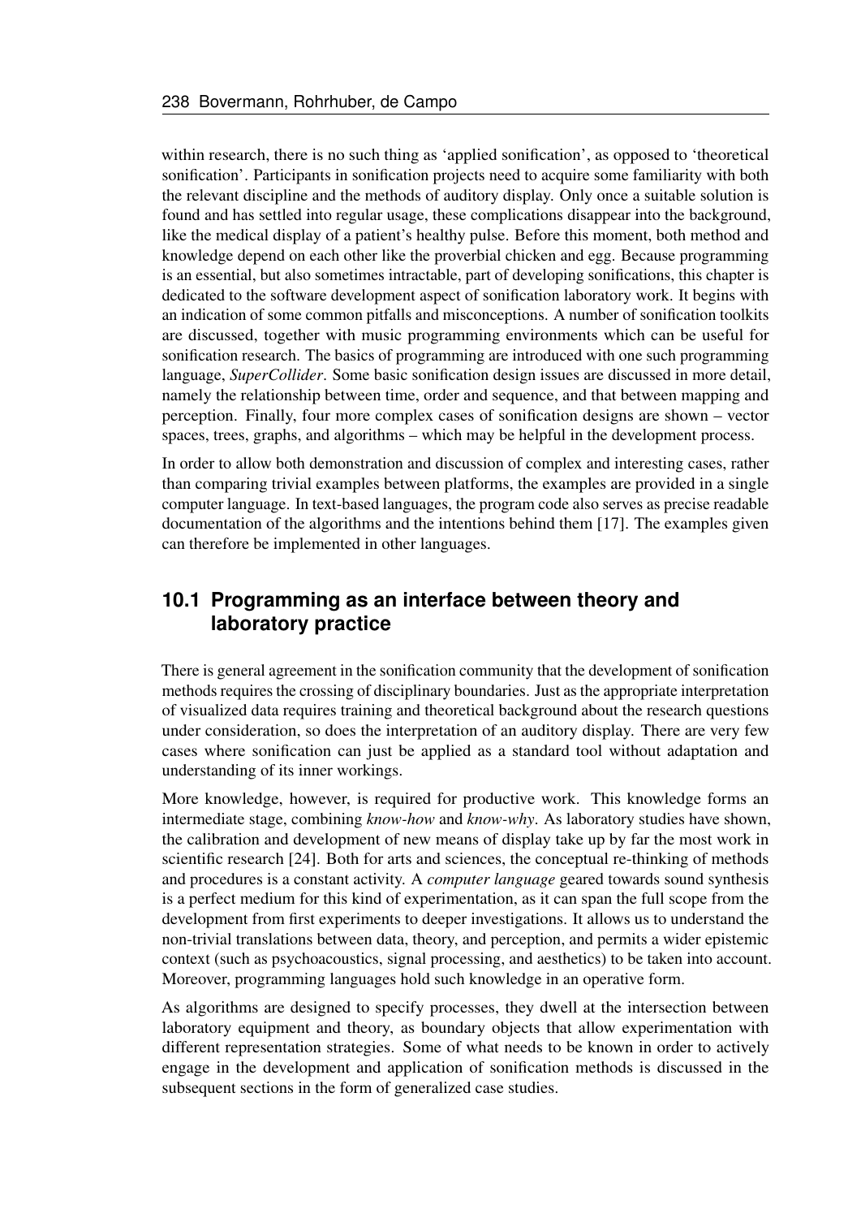within research, there is no such thing as 'applied sonification', as opposed to 'theoretical sonification'. Participants in sonification projects need to acquire some familiarity with both the relevant discipline and the methods of auditory display. Only once a suitable solution is found and has settled into regular usage, these complications disappear into the background, like the medical display of a patient's healthy pulse. Before this moment, both method and knowledge depend on each other like the proverbial chicken and egg. Because programming is an essential, but also sometimes intractable, part of developing sonifications, this chapter is dedicated to the software development aspect of sonification laboratory work. It begins with an indication of some common pitfalls and misconceptions. A number of sonification toolkits are discussed, together with music programming environments which can be useful for sonification research. The basics of programming are introduced with one such programming language, *SuperCollider*. Some basic sonification design issues are discussed in more detail, namely the relationship between time, order and sequence, and that between mapping and perception. Finally, four more complex cases of sonification designs are shown – vector spaces, trees, graphs, and algorithms – which may be helpful in the development process.

In order to allow both demonstration and discussion of complex and interesting cases, rather than comparing trivial examples between platforms, the examples are provided in a single computer language. In text-based languages, the program code also serves as precise readable documentation of the algorithms and the intentions behind them [17]. The examples given can therefore be implemented in other languages.

## 10.1 Programming as an interface between theory and laboratory practice

There is general agreement in the sonification community that the development of sonification methods requires the crossing of disciplinary boundaries. Just as the appropriate interpretation of visualized data requires training and theoretical background about the research questions under consideration, so does the interpretation of an auditory display. There are very few cases where sonification can just be applied as a standard tool without adaptation and understanding of its inner workings.

More knowledge, however, is required for productive work. This knowledge forms an intermediate stage, combining *know-how* and *know-why*. As laboratory studies have shown, the calibration and development of new means of display take up by far the most work in scientific research [24]. Both for arts and sciences, the conceptual re-thinking of methods and procedures is a constant activity. A *computer language* geared towards sound synthesis is a perfect medium for this kind of experimentation, as it can span the full scope from the development from first experiments to deeper investigations. It allows us to understand the non-trivial translations between data, theory, and perception, and permits a wider epistemic context (such as psychoacoustics, signal processing, and aesthetics) to be taken into account. Moreover, programming languages hold such knowledge in an operative form.

As algorithms are designed to specify processes, they dwell at the intersection between laboratory equipment and theory, as boundary objects that allow experimentation with different representation strategies. Some of what needs to be known in order to actively engage in the development and application of sonification methods is discussed in the subsequent sections in the form of generalized case studies.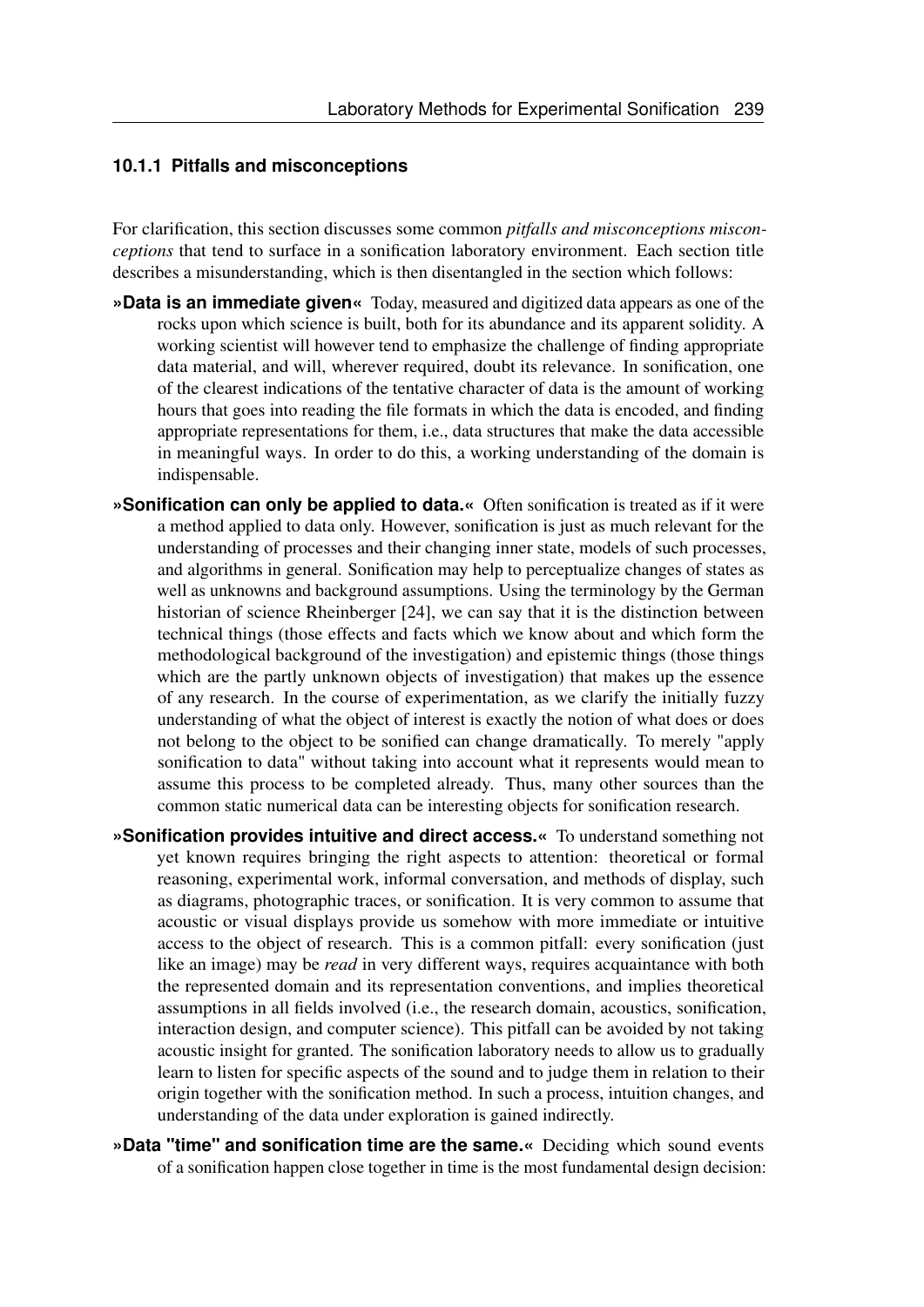### 10.1.1 Pitfalls and misconceptions

For clarification, this section discusses some common *pitfalls and misconceptions misconceptions* that tend to surface in a sonification laboratory environment. Each section title describes a misunderstanding, which is then disentangled in the section which follows:

**»Data is an immediate given«** Today, measured and digitized data appears as one of the rocks upon which science is built, both for its abundance and its apparent solidity. A working scientist will however tend to emphasize the challenge of finding appropriate data material, and will, wherever required, doubt its relevance. In sonification, one of the clearest indications of the tentative character of data is the amount of working hours that goes into reading the file formats in which the data is encoded, and finding appropriate representations for them, i.e., data structures that make the data accessible in meaningful ways. In order to do this, a working understanding of the domain is indispensable.

**»Sonification can only be applied to data.«** Often sonification is treated as if it were a method applied to data only. However, sonification is just as much relevant for the understanding of processes and their changing inner state, models of such processes, and algorithms in general. Sonification may help to perceptualize changes of states as well as unknowns and background assumptions. Using the terminology by the German historian of science Rheinberger [24], we can say that it is the distinction between technical things (those effects and facts which we know about and which form the methodological background of the investigation) and epistemic things (those things which are the partly unknown objects of investigation) that makes up the essence of any research. In the course of experimentation, as we clarify the initially fuzzy understanding of what the object of interest is exactly the notion of what does or does not belong to the object to be sonified can change dramatically. To merely "apply sonification to data" without taking into account what it represents would mean to assume this process to be completed already. Thus, many other sources than the common static numerical data can be interesting objects for sonification research.

**»Sonification provides intuitive and direct access.«** To understand something not yet known requires bringing the right aspects to attention: theoretical or formal reasoning, experimental work, informal conversation, and methods of display, such as diagrams, photographic traces, or sonification. It is very common to assume that acoustic or visual displays provide us somehow with more immediate or intuitive access to the object of research. This is a common pitfall: every sonification (just like an image) may be *read* in very different ways, requires acquaintance with both the represented domain and its representation conventions, and implies theoretical assumptions in all fields involved (i.e., the research domain, acoustics, sonification, interaction design, and computer science). This pitfall can be avoided by not taking acoustic insight for granted. The sonification laboratory needs to allow us to gradually learn to listen for specific aspects of the sound and to judge them in relation to their origin together with the sonification method. In such a process, intuition changes, and understanding of the data under exploration is gained indirectly.

**»Data "time" and sonification time are the same.«** Deciding which sound events of a sonification happen close together in time is the most fundamental design decision: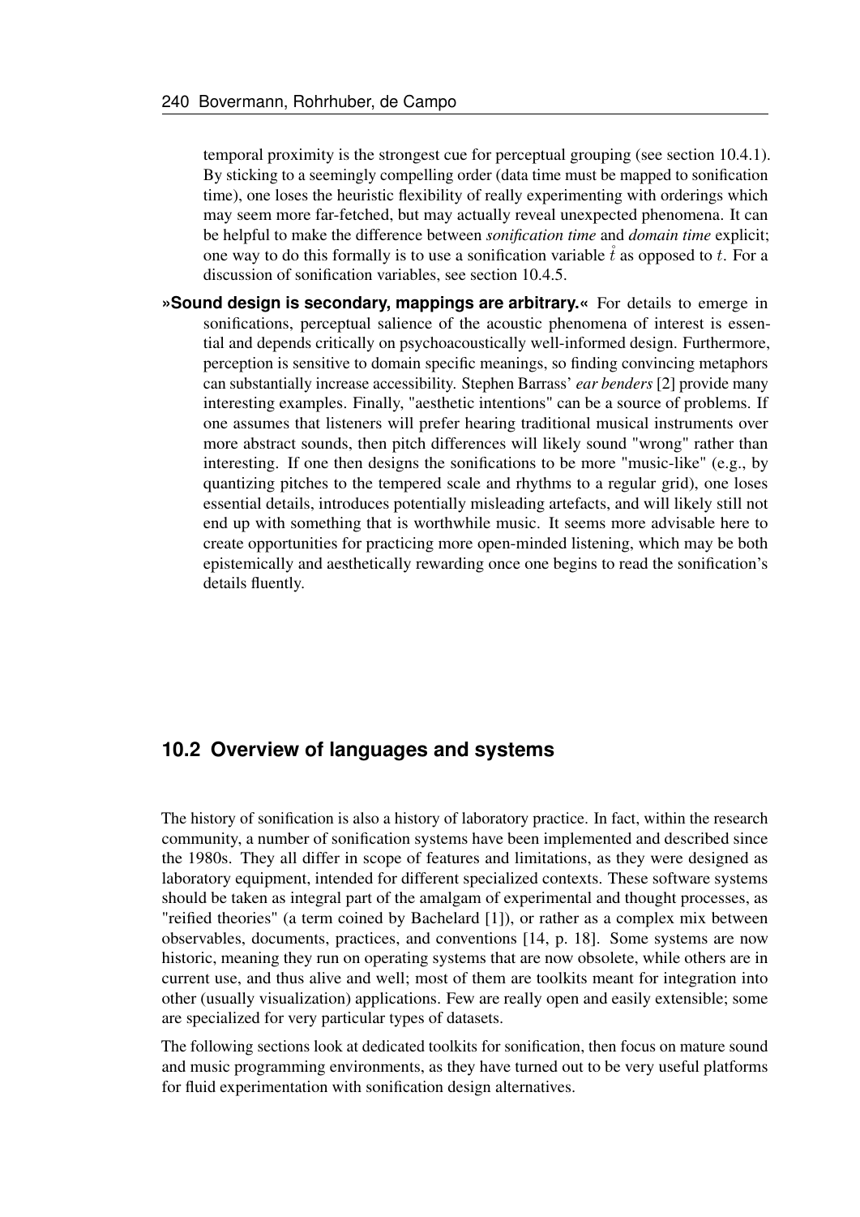temporal proximity is the strongest cue for perceptual grouping (see section 10.4.1). By sticking to a seemingly compelling order (data time must be mapped to sonification time), one loses the heuristic flexibility of really experimenting with orderings which may seem more far-fetched, but may actually reveal unexpected phenomena. It can be helpful to make the difference between *sonification time* and *domain time* explicit; one way to do this formally is to use a sonification variable $\mathring{t}$ as opposed to $t$. For a discussion of sonification variables, see section 10.4.5.

**»Sound design is secondary, mappings are arbitrary.«** For details to emerge in sonifications, perceptual salience of the acoustic phenomena of interest is essential and depends critically on psychoacoustically well-informed design. Furthermore, perception is sensitive to domain specific meanings, so finding convincing metaphors can substantially increase accessibility. Stephen Barrass' *ear benders* [2] provide many interesting examples. Finally, "aesthetic intentions" can be a source of problems. If one assumes that listeners will prefer hearing traditional musical instruments over more abstract sounds, then pitch differences will likely sound "wrong" rather than interesting. If one then designs the sonifications to be more "music-like" (e.g., by quantizing pitches to the tempered scale and rhythms to a regular grid), one loses essential details, introduces potentially misleading artefacts, and will likely still not end up with something that is worthwhile music. It seems more advisable here to create opportunities for practicing more open-minded listening, which may be both epistemically and aesthetically rewarding once one begins to read the sonification's details fluently.

## 10.2 Overview of languages and systems

The history of sonification is also a history of laboratory practice. In fact, within the research community, a number of sonification systems have been implemented and described since the 1980s. They all differ in scope of features and limitations, as they were designed as laboratory equipment, intended for different specialized contexts. These software systems should be taken as integral part of the amalgam of experimental and thought processes, as "reified theories" (a term coined by Bachelard [1]), or rather as a complex mix between observables, documents, practices, and conventions [14, p. 18]. Some systems are now historic, meaning they run on operating systems that are now obsolete, while others are in current use, and thus alive and well; most of them are toolkits meant for integration into other (usually visualization) applications. Few are really open and easily extensible; some are specialized for very particular types of datasets.

The following sections look at dedicated toolkits for sonification, then focus on mature sound and music programming environments, as they have turned out to be very useful platforms for fluid experimentation with sonification design alternatives.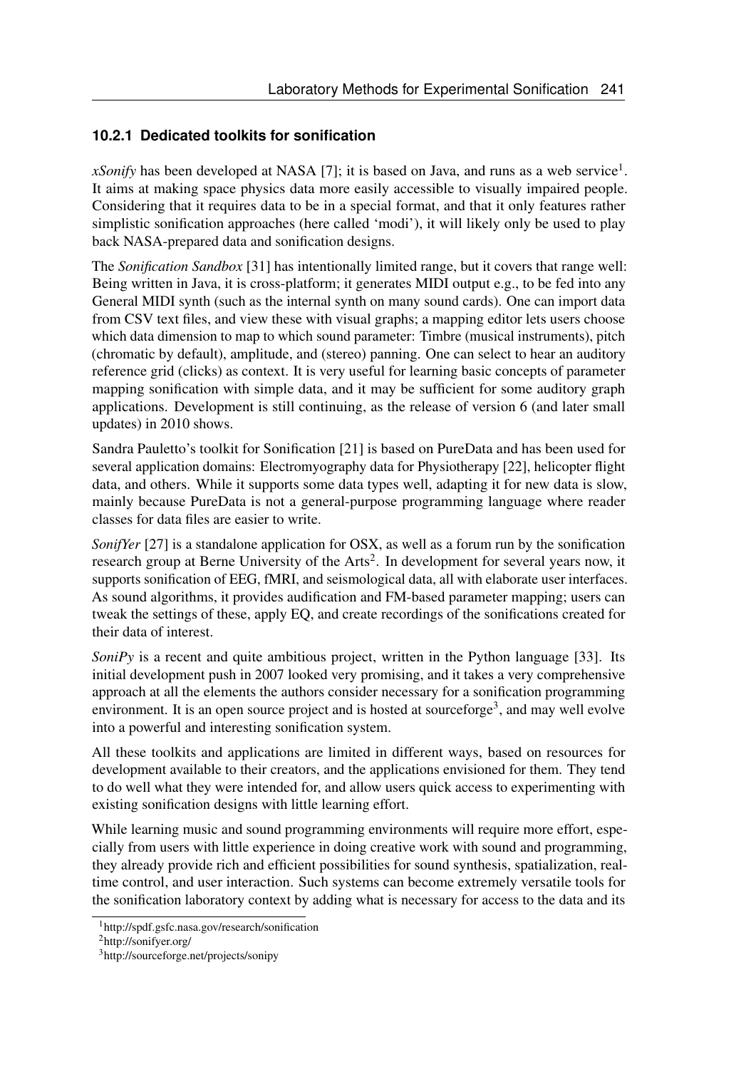### 10.2.1 Dedicated toolkits for sonification

*xSonify* has been developed at NASA [7]; it is based on Java, and runs as a web service[1]. It aims at making space physics data more easily accessible to visually impaired people. Considering that it requires data to be in a special format, and that it only features rather simplistic sonification approaches (here called 'modi'), it will likely only be used to play back NASA-prepared data and sonification designs.

The *Sonification Sandbox* [31] has intentionally limited range, but it covers that range well: Being written in Java, it is cross-platform; it generates MIDI output e.g., to be fed into any General MIDI synth (such as the internal synth on many sound cards). One can import data from CSV text files, and view these with visual graphs; a mapping editor lets users choose which data dimension to map to which sound parameter: Timbre (musical instruments), pitch (chromatic by default), amplitude, and (stereo) panning. One can select to hear an auditory reference grid (clicks) as context. It is very useful for learning basic concepts of parameter mapping sonification with simple data, and it may be sufficient for some auditory graph applications. Development is still continuing, as the release of version 6 (and later small updates) in 2010 shows.

Sandra Pauletto's toolkit for Sonification [21] is based on PureData and has been used for several application domains: Electromyography data for Physiotherapy [22], helicopter flight data, and others. While it supports some data types well, adapting it for new data is slow, mainly because PureData is not a general-purpose programming language where reader classes for data files are easier to write.

*SonifYer* [27] is a standalone application for OSX, as well as a forum run by the sonification research group at Berne University of the Arts[2]. In development for several years now, it supports sonification of EEG, fMRI, and seismological data, all with elaborate user interfaces. As sound algorithms, it provides audification and FM-based parameter mapping; users can tweak the settings of these, apply EQ, and create recordings of the sonifications created for their data of interest.

*SoniPy* is a recent and quite ambitious project, written in the Python language [33]. Its initial development push in 2007 looked very promising, and it takes a very comprehensive approach at all the elements the authors consider necessary for a sonification programming environment. It is an open source project and is hosted at sourceforge[3], and may well evolve into a powerful and interesting sonification system.

All these toolkits and applications are limited in different ways, based on resources for development available to their creators, and the applications envisioned for them. They tend to do well what they were intended for, and allow users quick access to experimenting with existing sonification designs with little learning effort.

While learning music and sound programming environments will require more effort, especially from users with little experience in doing creative work with sound and programming, they already provide rich and efficient possibilities for sound synthesis, spatialization, real-time control, and user interaction. Such systems can become extremely versatile tools for the sonification laboratory context by adding what is necessary for access to the data and its

---

[1] http://spdf.gsfc.nasa.gov/research/sonification

[2] http://sonifyer.org/

[3] http://sourceforge.net/projects/sonipy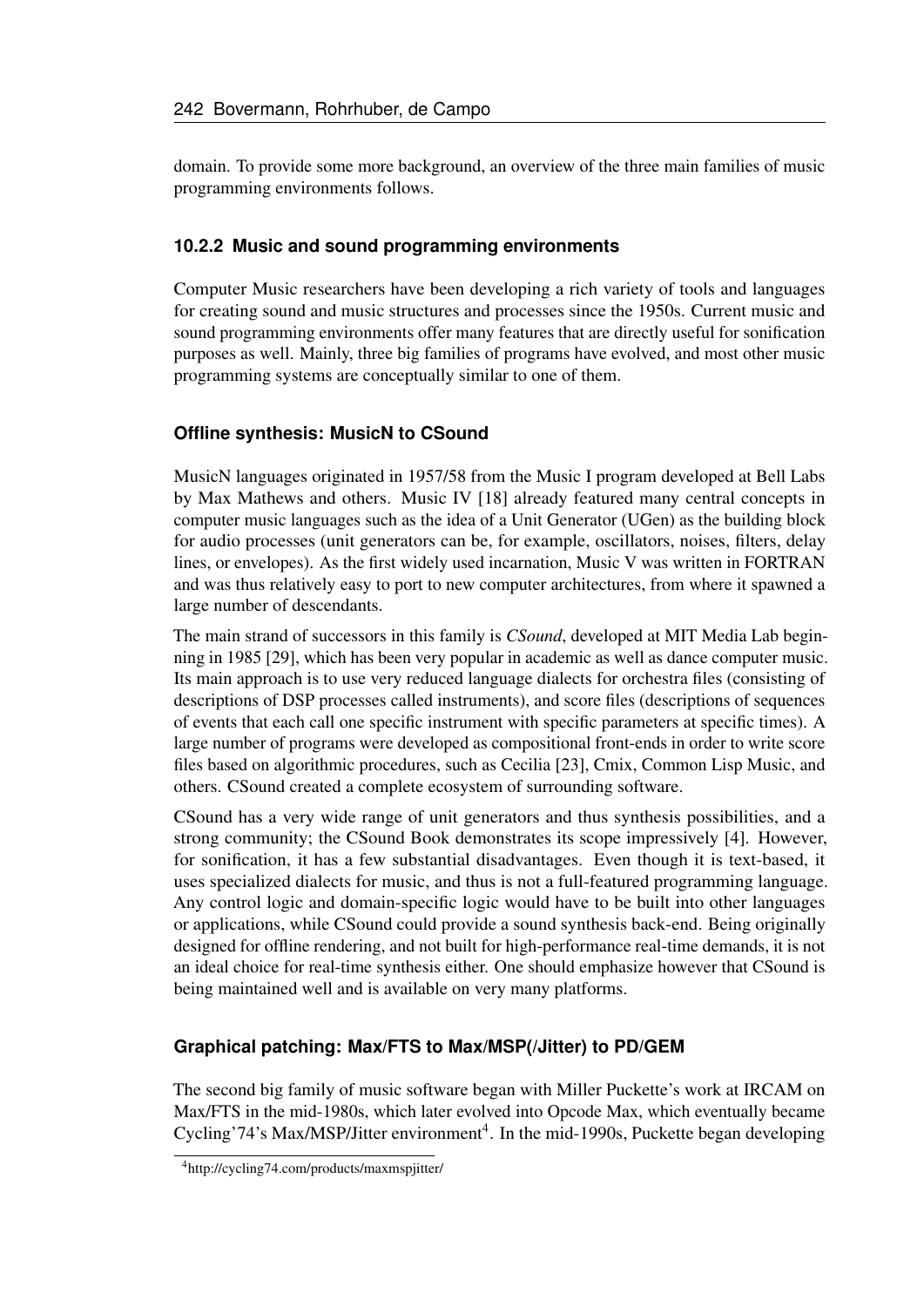domain. To provide some more background, an overview of the three main families of music programming environments follows.

### 10.2.2 Music and sound programming environments

Computer Music researchers have been developing a rich variety of tools and languages for creating sound and music structures and processes since the 1950s. Current music and sound programming environments offer many features that are directly useful for sonification purposes as well. Mainly, three big families of programs have evolved, and most other music programming systems are conceptually similar to one of them.

#### Offline synthesis: MusicN to CSound

MusicN languages originated in 1957/58 from the Music I program developed at Bell Labs by Max Mathews and others. Music IV [18] already featured many central concepts in computer music languages such as the idea of a Unit Generator (UGen) as the building block for audio processes (unit generators can be, for example, oscillators, noises, filters, delay lines, or envelopes). As the first widely used incarnation, Music V was written in FORTRAN and was thus relatively easy to port to new computer architectures, from where it spawned a large number of descendants.

The main strand of successors in this family is *CSound*, developed at MIT Media Lab beginning in 1985 [29], which has been very popular in academic as well as dance computer music. Its main approach is to use very reduced language dialects for orchestra files (consisting of descriptions of DSP processes called instruments), and score files (descriptions of sequences of events that each call one specific instrument with specific parameters at specific times). A large number of programs were developed as compositional front-ends in order to write score files based on algorithmic procedures, such as Cecilia [23], Cmix, Common Lisp Music, and others. CSound created a complete ecosystem of surrounding software.

CSound has a very wide range of unit generators and thus synthesis possibilities, and a strong community; the CSound Book demonstrates its scope impressively [4]. However, for sonification, it has a few substantial disadvantages. Even though it is text-based, it uses specialized dialects for music, and thus is not a full-featured programming language. Any control logic and domain-specific logic would have to be built into other languages or applications, while CSound could provide a sound synthesis back-end. Being originally designed for offline rendering, and not built for high-performance real-time demands, it is not an ideal choice for real-time synthesis either. One should emphasize however that CSound is being maintained well and is available on very many platforms.

#### Graphical patching: Max/FTS to Max/MSP(/Jitter) to PD/GEM

The second big family of music software began with Miller Puckette's work at IRCAM on Max/FTS in the mid-1980s, which later evolved into Opcode Max, which eventually became Cycling'74's Max/MSP/Jitter environment[4]. In the mid-1990s, Puckette began developing

[4] http://cycling74.com/products/maxmspjitter/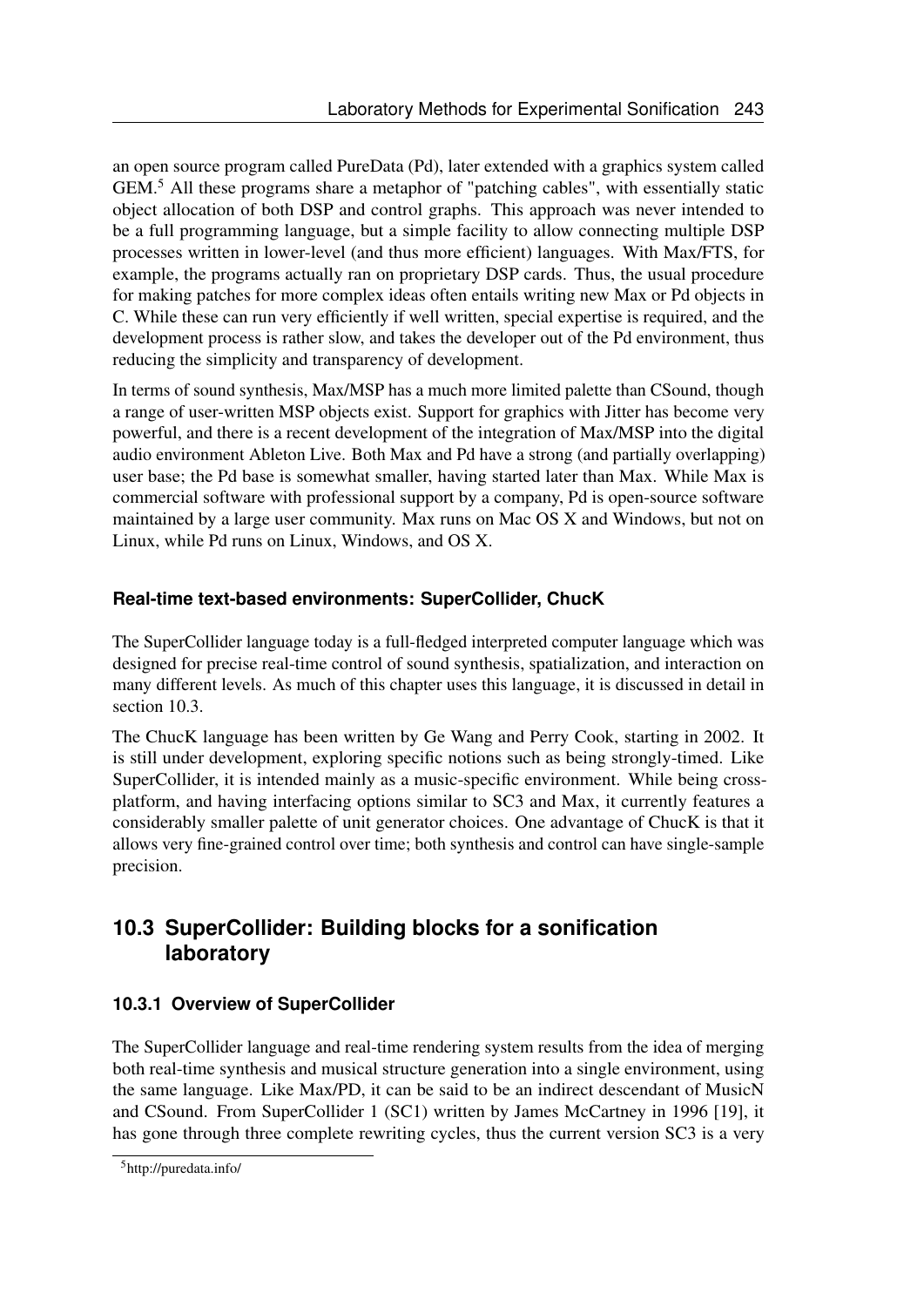an open source program called PureData (Pd), later extended with a graphics system called GEM.[5] All these programs share a metaphor of "patching cables", with essentially static object allocation of both DSP and control graphs. This approach was never intended to be a full programming language, but a simple facility to allow connecting multiple DSP processes written in lower-level (and thus more efficient) languages. With Max/FTS, for example, the programs actually ran on proprietary DSP cards. Thus, the usual procedure for making patches for more complex ideas often entails writing new Max or Pd objects in C. While these can run very efficiently if well written, special expertise is required, and the development process is rather slow, and takes the developer out of the Pd environment, thus reducing the simplicity and transparency of development.

In terms of sound synthesis, Max/MSP has a much more limited palette than CSound, though a range of user-written MSP objects exist. Support for graphics with Jitter has become very powerful, and there is a recent development of the integration of Max/MSP into the digital audio environment Ableton Live. Both Max and Pd have a strong (and partially overlapping) user base; the Pd base is somewhat smaller, having started later than Max. While Max is commercial software with professional support by a company, Pd is open-source software maintained by a large user community. Max runs on Mac OS X and Windows, but not on Linux, while Pd runs on Linux, Windows, and OS X.

#### Real-time text-based environments: SuperCollider, ChucK

The SuperCollider language today is a full-fledged interpreted computer language which was designed for precise real-time control of sound synthesis, spatialization, and interaction on many different levels. As much of this chapter uses this language, it is discussed in detail in section 10.3.

The ChucK language has been written by Ge Wang and Perry Cook, starting in 2002. It is still under development, exploring specific notions such as being strongly-timed. Like SuperCollider, it is intended mainly as a music-specific environment. While being cross-platform, and having interfacing options similar to SC3 and Max, it currently features a considerably smaller palette of unit generator choices. One advantage of ChucK is that it allows very fine-grained control over time; both synthesis and control can have single-sample precision.

## 10.3 SuperCollider: Building blocks for a sonification laboratory

### 10.3.1 Overview of SuperCollider

The SuperCollider language and real-time rendering system results from the idea of merging both real-time synthesis and musical structure generation into a single environment, using the same language. Like Max/PD, it can be said to be an indirect descendant of MusicN and CSound. From SuperCollider 1 (SC1) written by James McCartney in 1996 [19], it has gone through three complete rewriting cycles, thus the current version SC3 is a very

[5] http://puredata.info/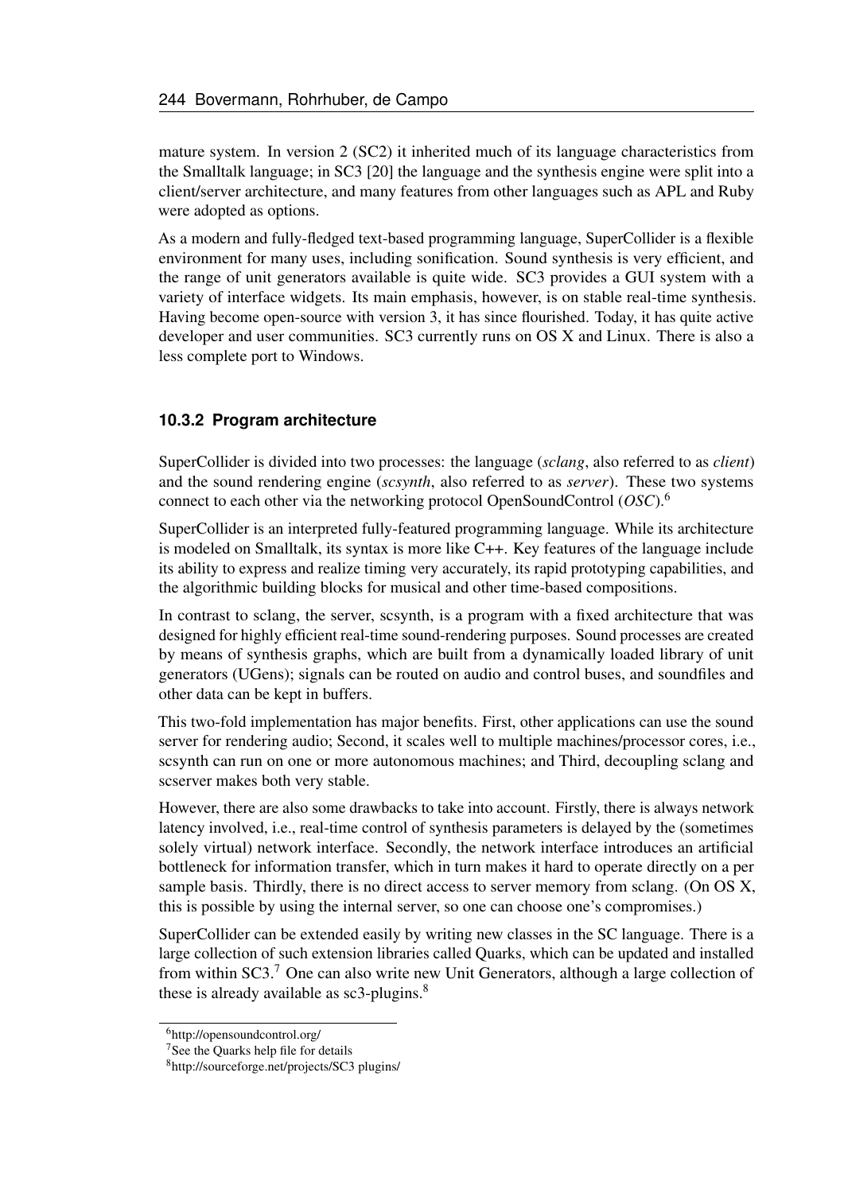mature system. In version 2 (SC2) it inherited much of its language characteristics from the Smalltalk language; in SC3 [20] the language and the synthesis engine were split into a client/server architecture, and many features from other languages such as APL and Ruby were adopted as options.

As a modern and fully-fledged text-based programming language, SuperCollider is a flexible environment for many uses, including sonification. Sound synthesis is very efficient, and the range of unit generators available is quite wide. SC3 provides a GUI system with a variety of interface widgets. Its main emphasis, however, is on stable real-time synthesis. Having become open-source with version 3, it has since flourished. Today, it has quite active developer and user communities. SC3 currently runs on OS X and Linux. There is also a less complete port to Windows.

### 10.3.2 Program architecture

SuperCollider is divided into two processes: the language (*sclang*, also referred to as *client*) and the sound rendering engine (*scsynth*, also referred to as *server*). These two systems connect to each other via the networking protocol OpenSoundControl (*OSC*).[6]

SuperCollider is an interpreted fully-featured programming language. While its architecture is modeled on Smalltalk, its syntax is more like C++. Key features of the language include its ability to express and realize timing very accurately, its rapid prototyping capabilities, and the algorithmic building blocks for musical and other time-based compositions.

In contrast to sclang, the server, scsynth, is a program with a fixed architecture that was designed for highly efficient real-time sound-rendering purposes. Sound processes are created by means of synthesis graphs, which are built from a dynamically loaded library of unit generators (UGens); signals can be routed on audio and control buses, and soundfiles and other data can be kept in buffers.

This two-fold implementation has major benefits. First, other applications can use the sound server for rendering audio; Second, it scales well to multiple machines/processor cores, i.e., scsynth can run on one or more autonomous machines; and Third, decoupling sclang and scserver makes both very stable.

However, there are also some drawbacks to take into account. Firstly, there is always network latency involved, i.e., real-time control of synthesis parameters is delayed by the (sometimes solely virtual) network interface. Secondly, the network interface introduces an artificial bottleneck for information transfer, which in turn makes it hard to operate directly on a per sample basis. Thirdly, there is no direct access to server memory from sclang. (On OS X, this is possible by using the internal server, so one can choose one's compromises.)

SuperCollider can be extended easily by writing new classes in the SC language. There is a large collection of such extension libraries called Quarks, which can be updated and installed from within SC3.[7] One can also write new Unit Generators, although a large collection of these is already available as sc3-plugins.[8]

[6] http://opensoundcontrol.org/

[7] See the Quarks help file for details

[8] http://sourceforge.net/projects/SC3 plugins/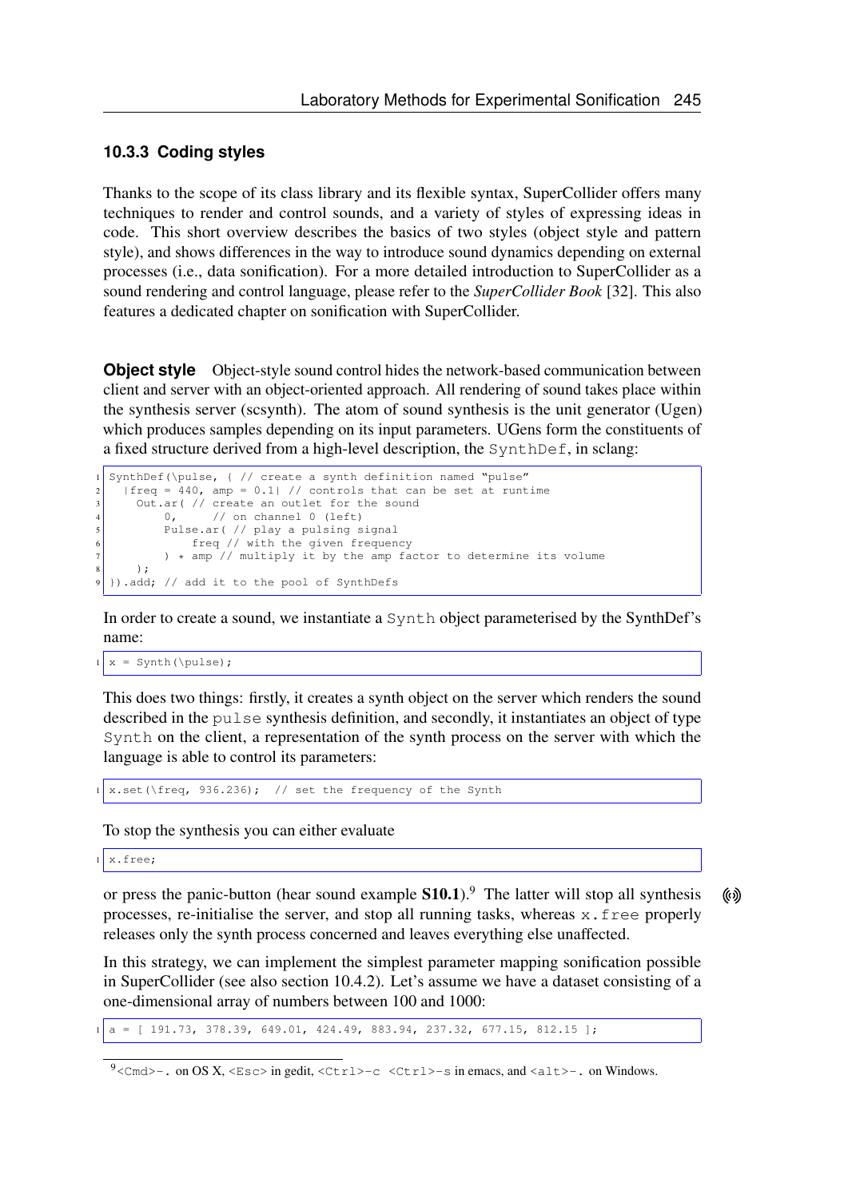### 10.3.3 Coding styles

Thanks to the scope of its class library and its flexible syntax, SuperCollider offers many techniques to render and control sounds, and a variety of styles of expressing ideas in code. This short overview describes the basics of two styles (object style and pattern style), and shows differences in the way to introduce sound dynamics depending on external processes (i.e., data sonification). For a more detailed introduction to SuperCollider as a sound rendering and control language, please refer to the *SuperCollider Book* [32]. This also features a dedicated chapter on sonification with SuperCollider.

**Object style** Object-style sound control hides the network-based communication between client and server with an object-oriented approach. All rendering of sound takes place within the synthesis server (scsynth). The atom of sound synthesis is the unit generator (Ugen) which produces samples depending on its input parameters. UGens form the constituents of a fixed structure derived from a high-level description, the `SynthDef`, in sclang:

```
SynthDef(\pulse, { // create a synth definition named "pulse"
  |freq = 440, amp = 0.1| // controls that can be set at runtime
    Out.ar( // create an outlet for the sound
        0,     // on channel 0 (left)
        Pulse.ar( // play a pulsing signal
            freq // with the given frequency
        ) * amp // multiply it by the amp factor to determine its volume
    );
}).add; // add it to the pool of SynthDefs
```

In order to create a sound, we instantiate a `Synth` object parameterised by the SynthDef's name:

```
x = Synth(\pulse);
```

This does two things: firstly, it creates a synth object on the server which renders the sound described in the `pulse` synthesis definition, and secondly, it instantiates an object of type `Synth` on the client, a representation of the synth process on the server with which the language is able to control its parameters:

```
x.set(\freq, 936.236);  // set the frequency of the Synth
```

To stop the synthesis you can either evaluate

```
x.free;
```

or press the panic-button (hear sound example **S10.1**).[9] The latter will stop all synthesis processes, re-initialise the server, and stop all running tasks, whereas `x.free` properly releases only the synth process concerned and leaves everything else unaffected.

In this strategy, we can implement the simplest parameter mapping sonification possible in SuperCollider (see also section 10.4.2). Let's assume we have a dataset consisting of a one-dimensional array of numbers between 100 and 1000:

```
a = [ 191.73, 378.39, 649.01, 424.49, 883.94, 237.32, 677.15, 812.15 ];
```

[9] `<Cmd>-.` on OS X, `<Esc>` in gedit, `<Ctrl>-c <Ctrl>-s` in emacs, and `<alt>-.` on Windows.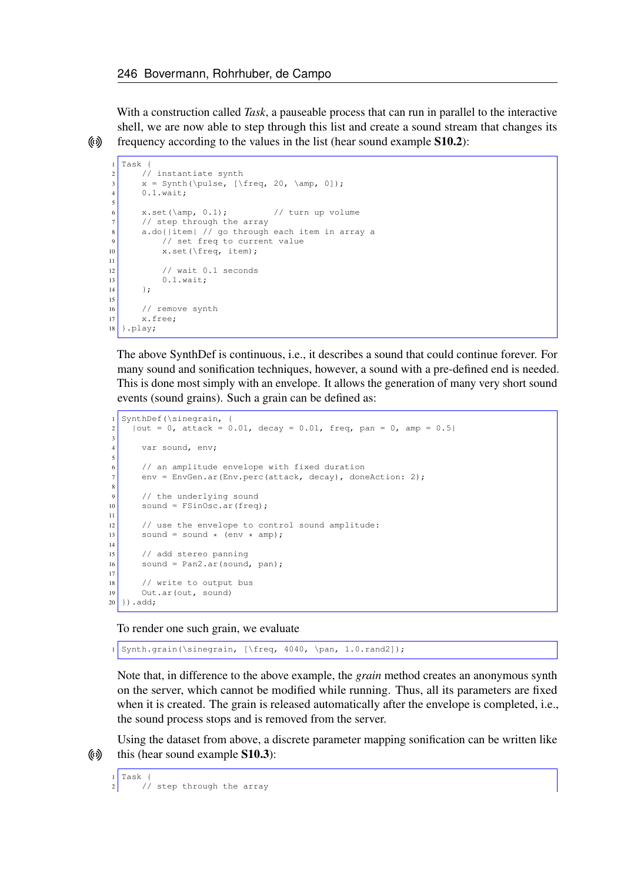With a construction called *Task*, a pauseable process that can run in parallel to the interactive shell, we are now able to step through this list and create a sound stream that changes its frequency according to the values in the list (hear sound example **S10.2**):

```
Task {
    // instantiate synth
    x = Synth(\pulse, [\freq, 20, \amp, 0]);
    0.1.wait;

    x.set(\amp, 0.1);          // turn up volume
    // step through the array
    a.do{|item| // go through each item in array a
        // set freq to current value
        x.set(\freq, item);

        // wait 0.1 seconds
        0.1.wait;
    };

    // remove synth
    x.free;
}.play;
```

The above SynthDef is continuous, i.e., it describes a sound that could continue forever. For many sound and sonification techniques, however, a sound with a pre-defined end is needed. This is done most simply with an envelope. It allows the generation of many very short sound events (sound grains). Such a grain can be defined as:

```
SynthDef(\sinegrain, {
  |out = 0, attack = 0.01, decay = 0.01, freq, pan = 0, amp = 0.5|

    var sound, env;

    // an amplitude envelope with fixed duration
    env = EnvGen.ar(Env.perc(attack, decay), doneAction: 2);

    // the underlying sound
    sound = FSinOsc.ar(freq);

    // use the envelope to control sound amplitude:
    sound = sound * (env * amp);

    // add stereo panning
    sound = Pan2.ar(sound, pan);

    // write to output bus
    Out.ar(out, sound)
}).add;
```

To render one such grain, we evaluate

```
Synth.grain(\sinegrain, [\freq, 4040, \pan, 1.0.rand2]);
```

Note that, in difference to the above example, the *grain* method creates an anonymous synth on the server, which cannot be modified while running. Thus, all its parameters are fixed when it is created. The grain is released automatically after the envelope is completed, i.e., the sound process stops and is removed from the server.

Using the dataset from above, a discrete parameter mapping sonification can be written like this (hear sound example **S10.3**):

```
Task {
    // step through the array
```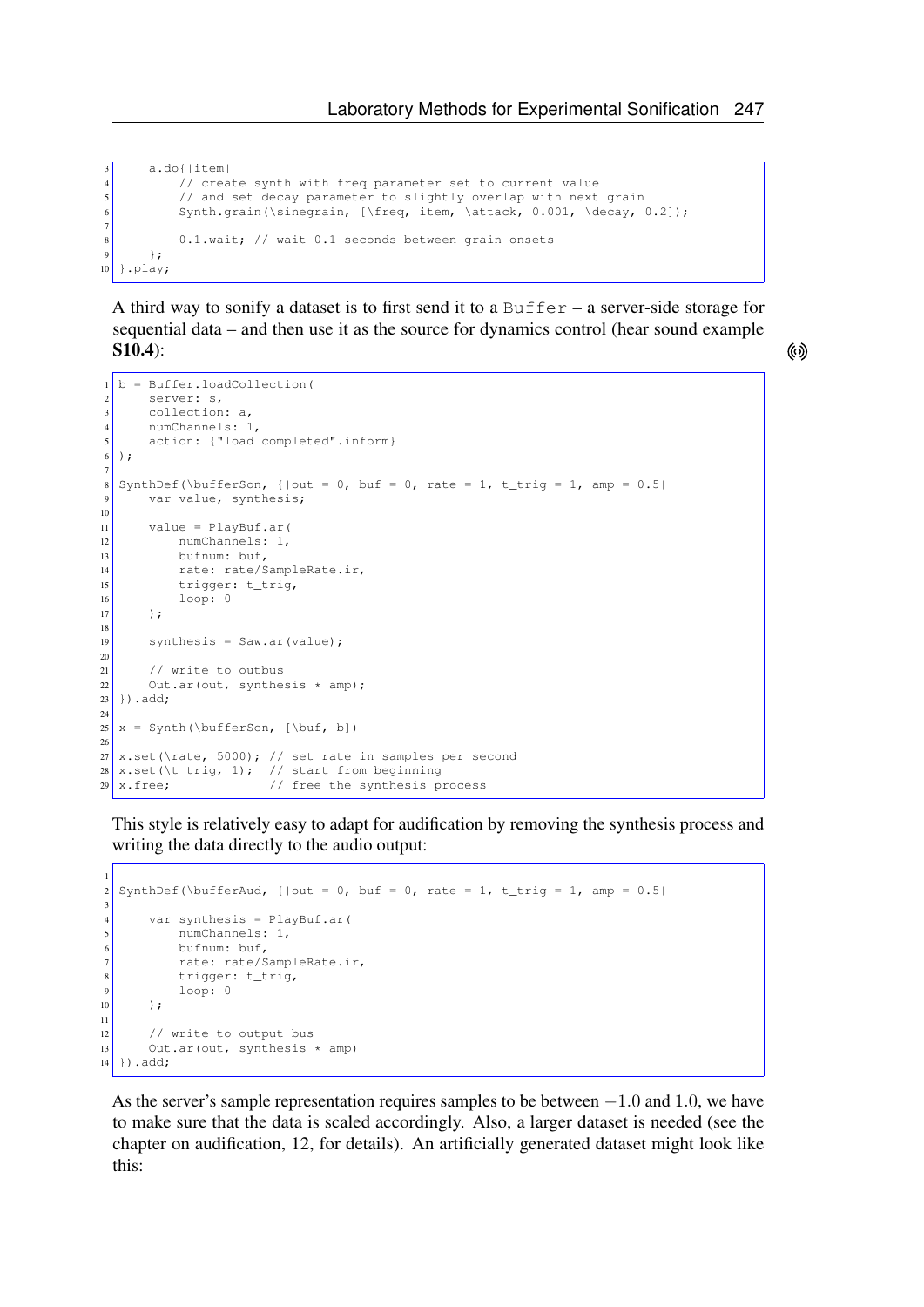```
    a.do{|item|
        // create synth with freq parameter set to current value
        // and set decay parameter to slightly overlap with next grain
        Synth.grain(\sinegrain, [\freq, item, \attack, 0.001, \decay, 0.2]);

        0.1.wait; // wait 0.1 seconds between grain onsets
    };
}.play;
```

A third way to sonify a dataset is to first send it to a `Buffer` – a server-side storage for sequential data – and then use it as the source for dynamics control (hear sound example **S10.4**):

```
b = Buffer.loadCollection(
    server: s,
    collection: a,
    numChannels: 1,
    action: {"load completed".inform}
);

SynthDef(\bufferSon, {|out = 0, buf = 0, rate = 1, t_trig = 1, amp = 0.5|
    var value, synthesis;

    value = PlayBuf.ar(
        numChannels: 1,
        bufnum: buf,
        rate: rate/SampleRate.ir,
        trigger: t_trig,
        loop: 0
    );

    synthesis = Saw.ar(value);

    // write to outbus
    Out.ar(out, synthesis * amp);
}).add;

x = Synth(\bufferSon, [\buf, b])

x.set(\rate, 5000); // set rate in samples per second
x.set(\t_trig, 1);  // start from beginning
x.free;             // free the synthesis process
```

This style is relatively easy to adapt for audification by removing the synthesis process and writing the data directly to the audio output:

```

SynthDef(\bufferAud, {|out = 0, buf = 0, rate = 1, t_trig = 1, amp = 0.5|

    var synthesis = PlayBuf.ar(
        numChannels: 1,
        bufnum: buf,
        rate: rate/SampleRate.ir,
        trigger: t_trig,
        loop: 0
    );

    // write to output bus
    Out.ar(out, synthesis * amp)
}).add;
```

As the server's sample representation requires samples to be between $-1.0$ and $1.0$, we have to make sure that the data is scaled accordingly. Also, a larger dataset is needed (see the chapter on audification, 12, for details). An artificially generated dataset might look like this: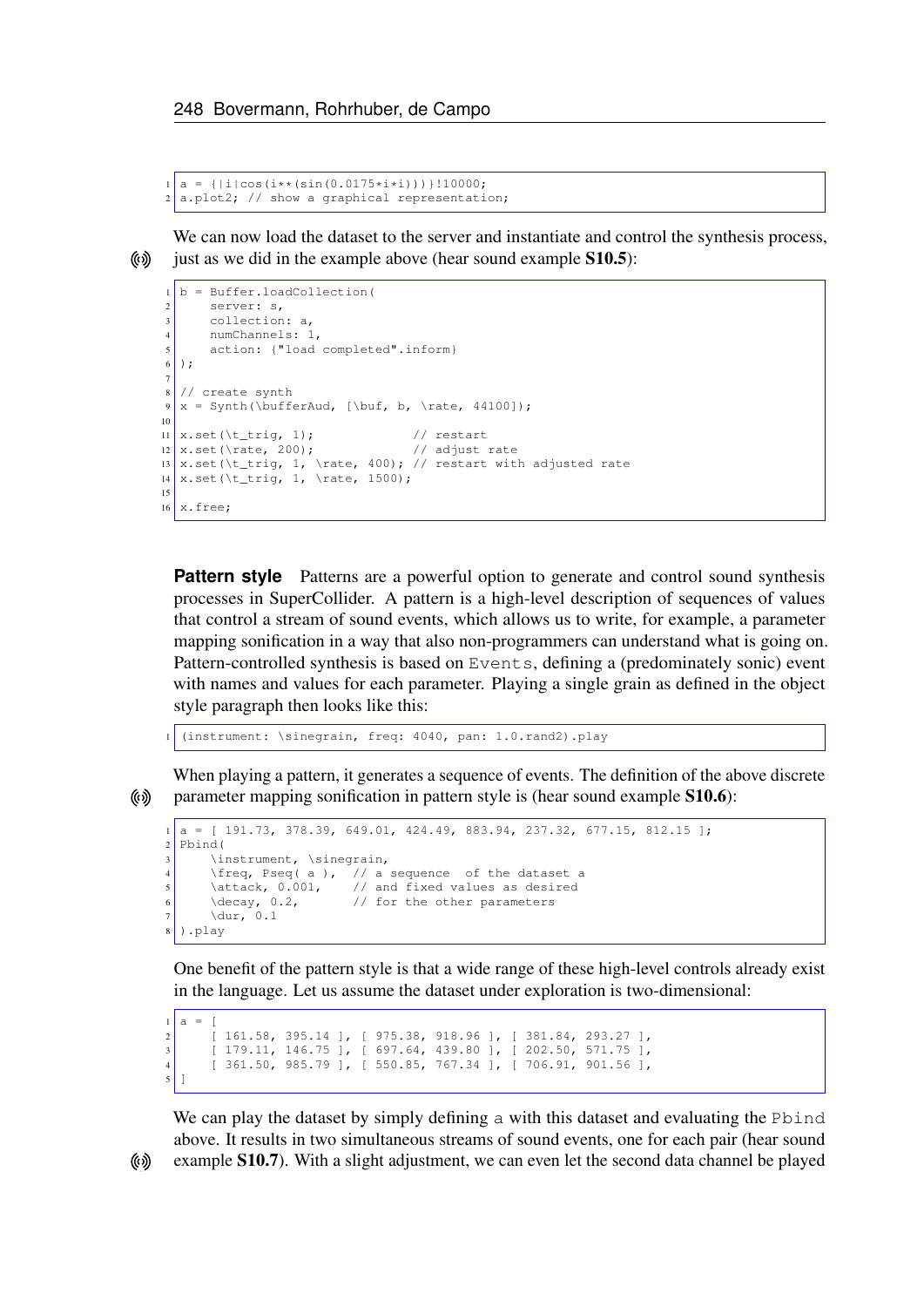```
a = {|i|cos(i**(sin(0.0175*i*i)))}!10000;
a.plot2; // show a graphical representation;
```

We can now load the dataset to the server and instantiate and control the synthesis process, just as we did in the example above (hear sound example **S10.5**):

```
b = Buffer.loadCollection(
    server: s,
    collection: a,
    numChannels: 1,
    action: {"load completed".inform}
);

// create synth
x = Synth(\bufferAud, [\buf, b, \rate, 44100]);

x.set(\t_trig, 1);              // restart
x.set(\rate, 200);              // adjust rate
x.set(\t_trig, 1, \rate, 400); // restart with adjusted rate
x.set(\t_trig, 1, \rate, 1500);

x.free;
```

**Pattern style** Patterns are a powerful option to generate and control sound synthesis processes in SuperCollider. A pattern is a high-level description of sequences of values that control a stream of sound events, which allows us to write, for example, a parameter mapping sonification in a way that also non-programmers can understand what is going on. Pattern-controlled synthesis is based on `Events`, defining a (predominately sonic) event with names and values for each parameter. Playing a single grain as defined in the object style paragraph then looks like this:

```
(instrument: \sinegrain, freq: 4040, pan: 1.0.rand2).play
```

When playing a pattern, it generates a sequence of events. The definition of the above discrete parameter mapping sonification in pattern style is (hear sound example **S10.6**):

```
a = [ 191.73, 378.39, 649.01, 424.49, 883.94, 237.32, 677.15, 812.15 ];
Pbind(
    \instrument, \sinegrain,
    \freq, Pseq( a ),  // a sequence  of the dataset a
    \attack, 0.001,    // and fixed values as desired
    \decay, 0.2,       // for the other parameters
    \dur, 0.1
).play
```

One benefit of the pattern style is that a wide range of these high-level controls already exist in the language. Let us assume the dataset under exploration is two-dimensional:

```
a = [
    [ 161.58, 395.14 ], [ 975.38, 918.96 ], [ 381.84, 293.27 ],
    [ 179.11, 146.75 ], [ 697.64, 439.80 ], [ 202.50, 571.75 ],
    [ 361.50, 985.79 ], [ 550.85, 767.34 ], [ 706.91, 901.56 ],
]
```

We can play the dataset by simply defining `a` with this dataset and evaluating the `Pbind` above. It results in two simultaneous streams of sound events, one for each pair (hear sound example **S10.7**). With a slight adjustment, we can even let the second data channel be played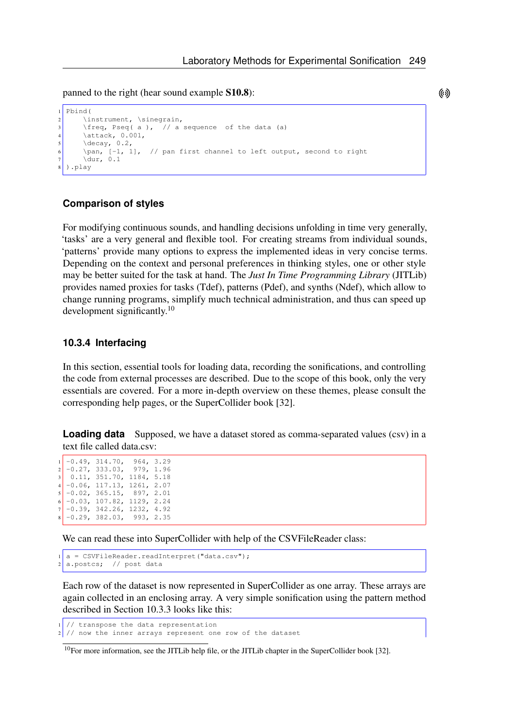panned to the right (hear sound example **S10.8**):

```
Pbind(
    \instrument, \sinegrain,
    \freq, Pseq( a ),  // a sequence  of the data (a)
    \attack, 0.001,
    \decay, 0.2,
    \pan, [-1, 1],  // pan first channel to left output, second to right
    \dur, 0.1
).play
```

### Comparison of styles

For modifying continuous sounds, and handling decisions unfolding in time very generally, 'tasks' are a very general and flexible tool. For creating streams from individual sounds, 'patterns' provide many options to express the implemented ideas in very concise terms. Depending on the context and personal preferences in thinking styles, one or other style may be better suited for the task at hand. The *Just In Time Programming Library* (JITLib) provides named proxies for tasks (Tdef), patterns (Pdef), and synths (Ndef), which allow to change running programs, simplify much technical administration, and thus can speed up development significantly.[10]

### 10.3.4 Interfacing

In this section, essential tools for loading data, recording the sonifications, and controlling the code from external processes are described. Due to the scope of this book, only the very essentials are covered. For a more in-depth overview on these themes, please consult the corresponding help pages, or the SuperCollider book [32].

**Loading data** Supposed, we have a dataset stored as comma-separated values (csv) in a text file called data.csv:

```
-0.49, 314.70,  964, 3.29
-0.27, 333.03,  979, 1.96
 0.11, 351.70, 1184, 5.18
-0.06, 117.13, 1261, 2.07
-0.02, 365.15,  897, 2.01
-0.03, 107.82, 1129, 2.24
-0.39, 342.26, 1232, 4.92
-0.29, 382.03,  993, 2.35
```

We can read these into SuperCollider with help of the CSVFileReader class:

```
a = CSVFileReader.readInterpret("data.csv");
a.postcs;  // post data
```

Each row of the dataset is now represented in SuperCollider as one array. These arrays are again collected in an enclosing array. A very simple sonification using the pattern method described in Section 10.3.3 looks like this:

```
// transpose the data representation
// now the inner arrays represent one row of the dataset
```

[10] For more information, see the JITLib help file, or the JITLib chapter in the SuperCollider book [32].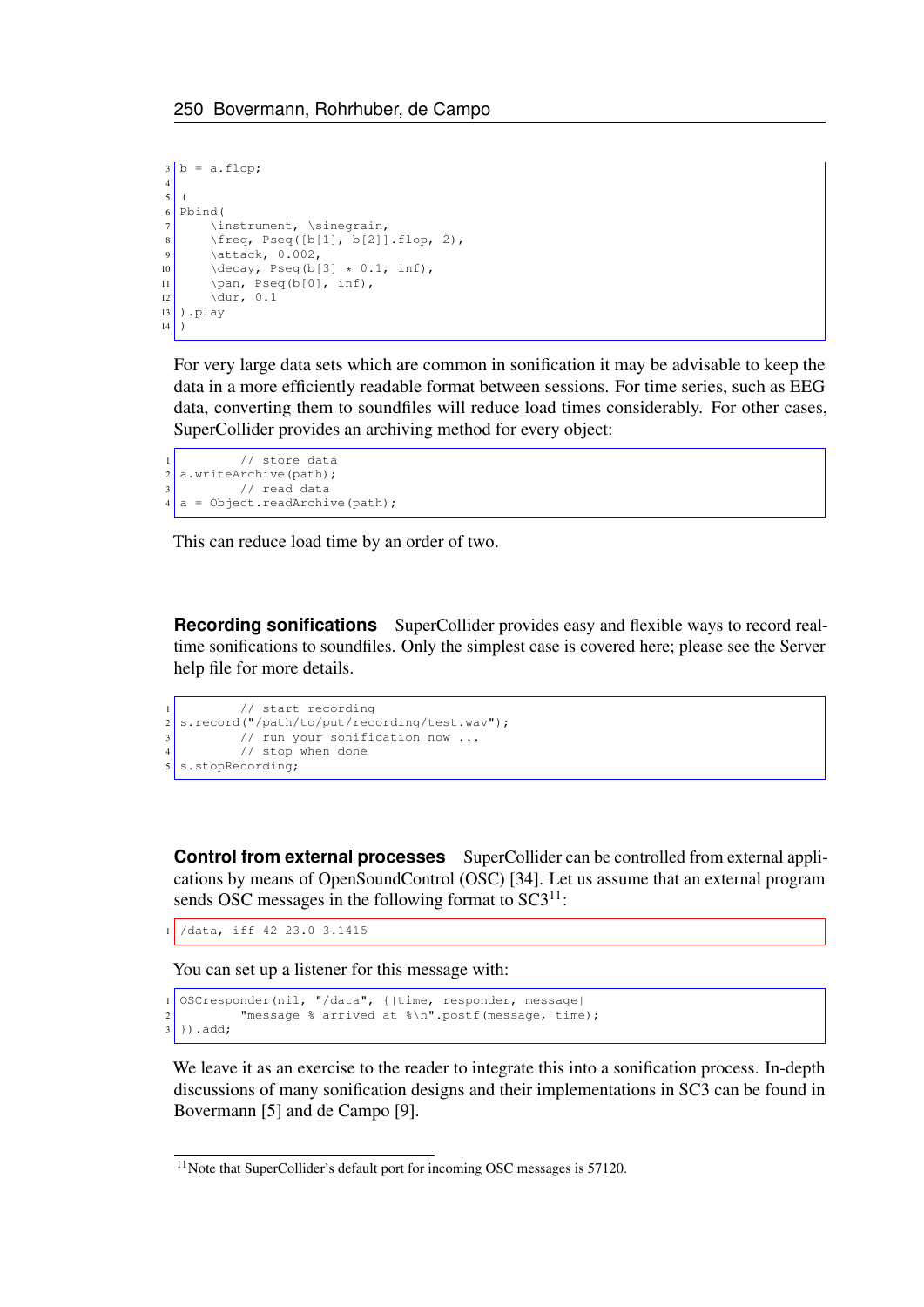```
b = a.flop;

(
Pbind(
    \instrument, \sinegrain,
    \freq, Pseq([b[1], b[2]].flop, 2),
    \attack, 0.002,
    \decay, Pseq(b[3] * 0.1, inf),
    \pan, Pseq(b[0], inf),
    \dur, 0.1
).play
)
```

For very large data sets which are common in sonification it may be advisable to keep the data in a more efficiently readable format between sessions. For time series, such as EEG data, converting them to soundfiles will reduce load times considerably. For other cases, SuperCollider provides an archiving method for every object:

```
        // store data
a.writeArchive(path);
        // read data
a = Object.readArchive(path);
```

This can reduce load time by an order of two.

**Recording sonifications** SuperCollider provides easy and flexible ways to record real-time sonifications to soundfiles. Only the simplest case is covered here; please see the Server help file for more details.

```
        // start recording
s.record("/path/to/put/recording/test.wav");
        // run your sonification now ...
        // stop when done
s.stopRecording;
```

**Control from external processes** SuperCollider can be controlled from external applications by means of OpenSoundControl (OSC) [34]. Let us assume that an external program sends OSC messages in the following format to SC3[11]:

```
/data, iff 42 23.0 3.1415
```

You can set up a listener for this message with:

```
OSCresponder(nil, "/data", {|time, responder, message|
        "message % arrived at %\n".postf(message, time);
}).add;
```

We leave it as an exercise to the reader to integrate this into a sonification process. In-depth discussions of many sonification designs and their implementations in SC3 can be found in Bovermann [5] and de Campo [9].

[11] Note that SuperCollider's default port for incoming OSC messages is 57120.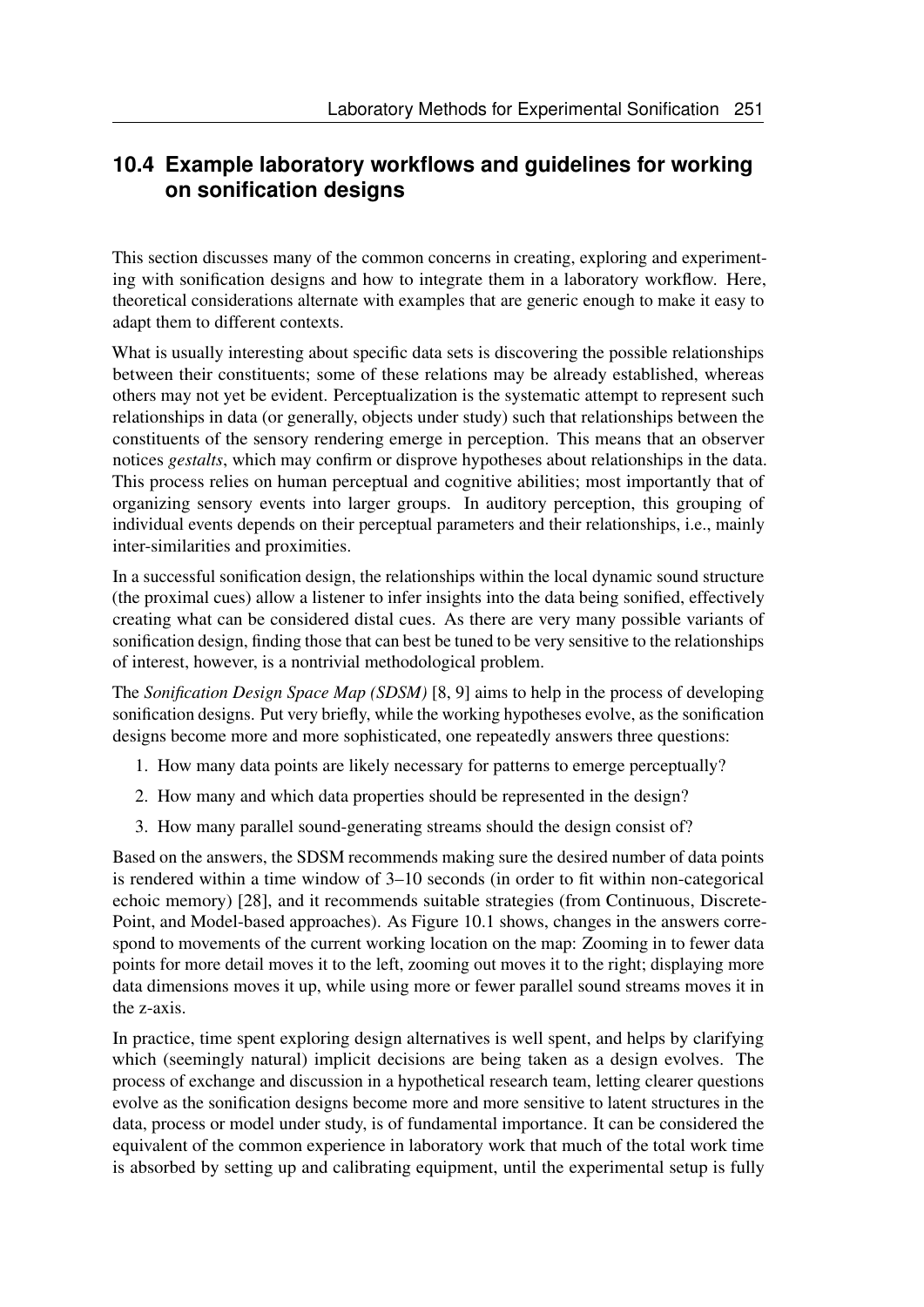## 10.4 Example laboratory workflows and guidelines for working on sonification designs

This section discusses many of the common concerns in creating, exploring and experimenting with sonification designs and how to integrate them in a laboratory workflow. Here, theoretical considerations alternate with examples that are generic enough to make it easy to adapt them to different contexts.

What is usually interesting about specific data sets is discovering the possible relationships between their constituents; some of these relations may be already established, whereas others may not yet be evident. Perceptualization is the systematic attempt to represent such relationships in data (or generally, objects under study) such that relationships between the constituents of the sensory rendering emerge in perception. This means that an observer notices *gestalts*, which may confirm or disprove hypotheses about relationships in the data. This process relies on human perceptual and cognitive abilities; most importantly that of organizing sensory events into larger groups. In auditory perception, this grouping of individual events depends on their perceptual parameters and their relationships, i.e., mainly inter-similarities and proximities.

In a successful sonification design, the relationships within the local dynamic sound structure (the proximal cues) allow a listener to infer insights into the data being sonified, effectively creating what can be considered distal cues. As there are very many possible variants of sonification design, finding those that can best be tuned to be very sensitive to the relationships of interest, however, is a nontrivial methodological problem.

The *Sonification Design Space Map (SDSM)* [8, 9] aims to help in the process of developing sonification designs. Put very briefly, while the working hypotheses evolve, as the sonification designs become more and more sophisticated, one repeatedly answers three questions:

1. How many data points are likely necessary for patterns to emerge perceptually?
2. How many and which data properties should be represented in the design?
3. How many parallel sound-generating streams should the design consist of?

Based on the answers, the SDSM recommends making sure the desired number of data points is rendered within a time window of 3–10 seconds (in order to fit within non-categorical echoic memory) [28], and it recommends suitable strategies (from Continuous, Discrete-Point, and Model-based approaches). As Figure 10.1 shows, changes in the answers correspond to movements of the current working location on the map: Zooming in to fewer data points for more detail moves it to the left, zooming out moves it to the right; displaying more data dimensions moves it up, while using more or fewer parallel sound streams moves it in the z-axis.

In practice, time spent exploring design alternatives is well spent, and helps by clarifying which (seemingly natural) implicit decisions are being taken as a design evolves. The process of exchange and discussion in a hypothetical research team, letting clearer questions evolve as the sonification designs become more and more sensitive to latent structures in the data, process or model under study, is of fundamental importance. It can be considered the equivalent of the common experience in laboratory work that much of the total work time is absorbed by setting up and calibrating equipment, until the experimental setup is fully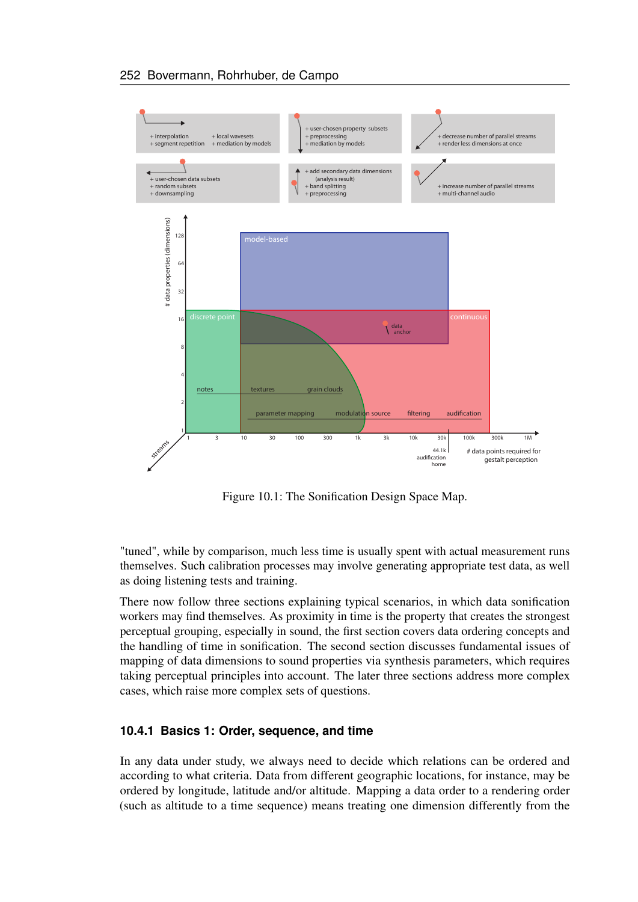Figure 10.1: The Sonification Design Space Map.

"tuned", while by comparison, much less time is usually spent with actual measurement runs themselves. Such calibration processes may involve generating appropriate test data, as well as doing listening tests and training.

There now follow three sections explaining typical scenarios, in which data sonification workers may find themselves. As proximity in time is the property that creates the strongest perceptual grouping, especially in sound, the first section covers data ordering concepts and the handling of time in sonification. The second section discusses fundamental issues of mapping of data dimensions to sound properties via synthesis parameters, which requires taking perceptual principles into account. The later three sections address more complex cases, which raise more complex sets of questions.

### 10.4.1 Basics 1: Order, sequence, and time

In any data under study, we always need to decide which relations can be ordered and according to what criteria. Data from different geographic locations, for instance, may be ordered by longitude, latitude and/or altitude. Mapping a data order to a rendering order (such as altitude to a time sequence) means treating one dimension differently from the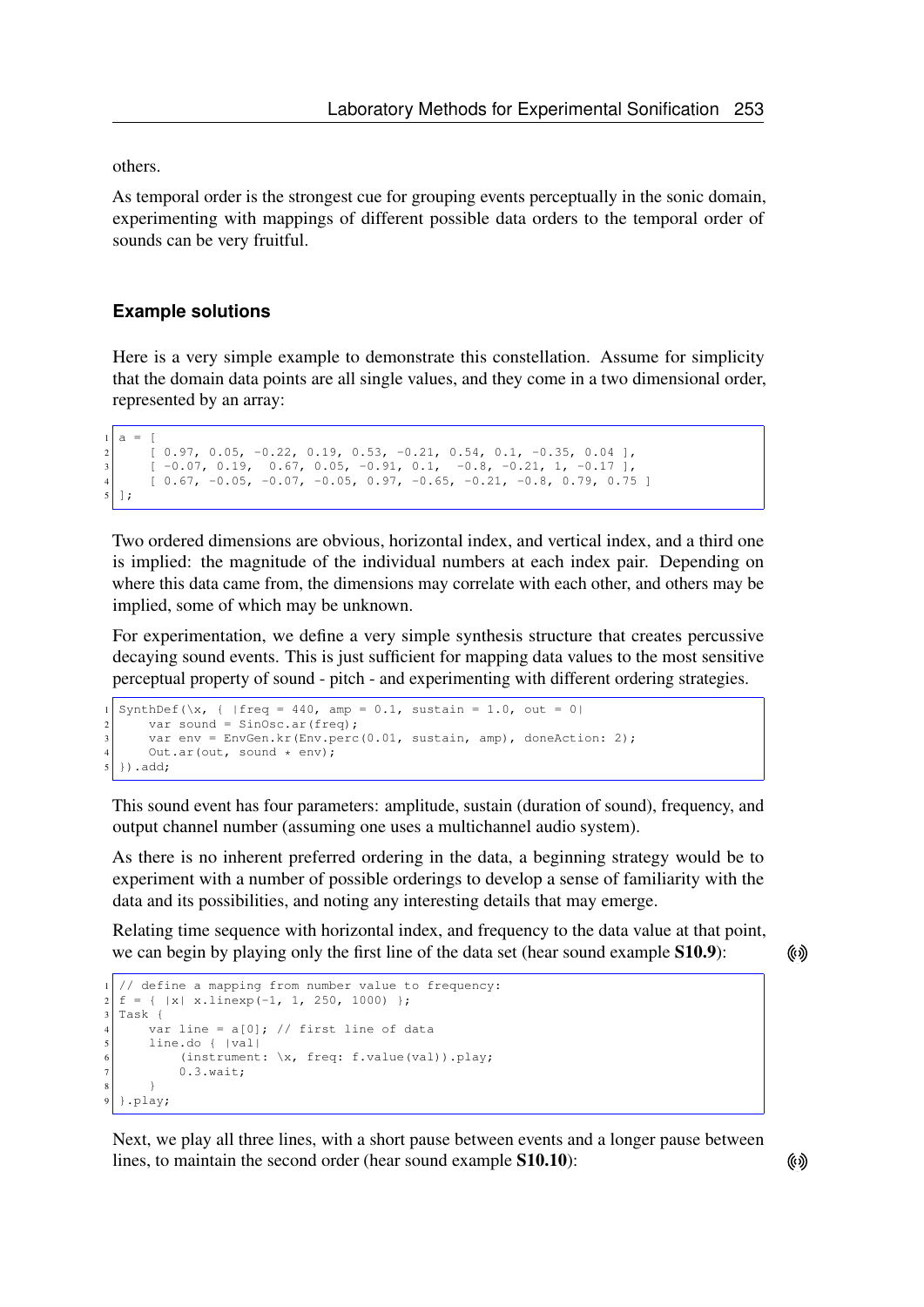others.

As temporal order is the strongest cue for grouping events perceptually in the sonic domain, experimenting with mappings of different possible data orders to the temporal order of sounds can be very fruitful.

### Example solutions

Here is a very simple example to demonstrate this constellation. Assume for simplicity that the domain data points are all single values, and they come in a two dimensional order, represented by an array:

```
a = [
    [ 0.97, 0.05, -0.22, 0.19, 0.53, -0.21, 0.54, 0.1, -0.35, 0.04 ],
    [ -0.07, 0.19,  0.67, 0.05, -0.91, 0.1,  -0.8, -0.21, 1, -0.17 ],
    [ 0.67, -0.05, -0.07, -0.05, 0.97, -0.65, -0.21, -0.8, 0.79, 0.75 ]
];
```

Two ordered dimensions are obvious, horizontal index, and vertical index, and a third one is implied: the magnitude of the individual numbers at each index pair. Depending on where this data came from, the dimensions may correlate with each other, and others may be implied, some of which may be unknown.

For experimentation, we define a very simple synthesis structure that creates percussive decaying sound events. This is just sufficient for mapping data values to the most sensitive perceptual property of sound - pitch - and experimenting with different ordering strategies.

```
SynthDef(\x, { |freq = 440, amp = 0.1, sustain = 1.0, out = 0|
    var sound = SinOsc.ar(freq);
    var env = EnvGen.kr(Env.perc(0.01, sustain, amp), doneAction: 2);
    Out.ar(out, sound * env);
}).add;
```

This sound event has four parameters: amplitude, sustain (duration of sound), frequency, and output channel number (assuming one uses a multichannel audio system).

As there is no inherent preferred ordering in the data, a beginning strategy would be to experiment with a number of possible orderings to develop a sense of familiarity with the data and its possibilities, and noting any interesting details that may emerge.

Relating time sequence with horizontal index, and frequency to the data value at that point, we can begin by playing only the first line of the data set (hear sound example **S10.9**):

```
// define a mapping from number value to frequency:
f = { |x| x.linexp(-1, 1, 250, 1000) };
Task {
    var line = a[0]; // first line of data
    line.do { |val|
        (instrument: \x, freq: f.value(val)).play;
        0.3.wait;
    }
}.play;
```

Next, we play all three lines, with a short pause between events and a longer pause between lines, to maintain the second order (hear sound example **S10.10**):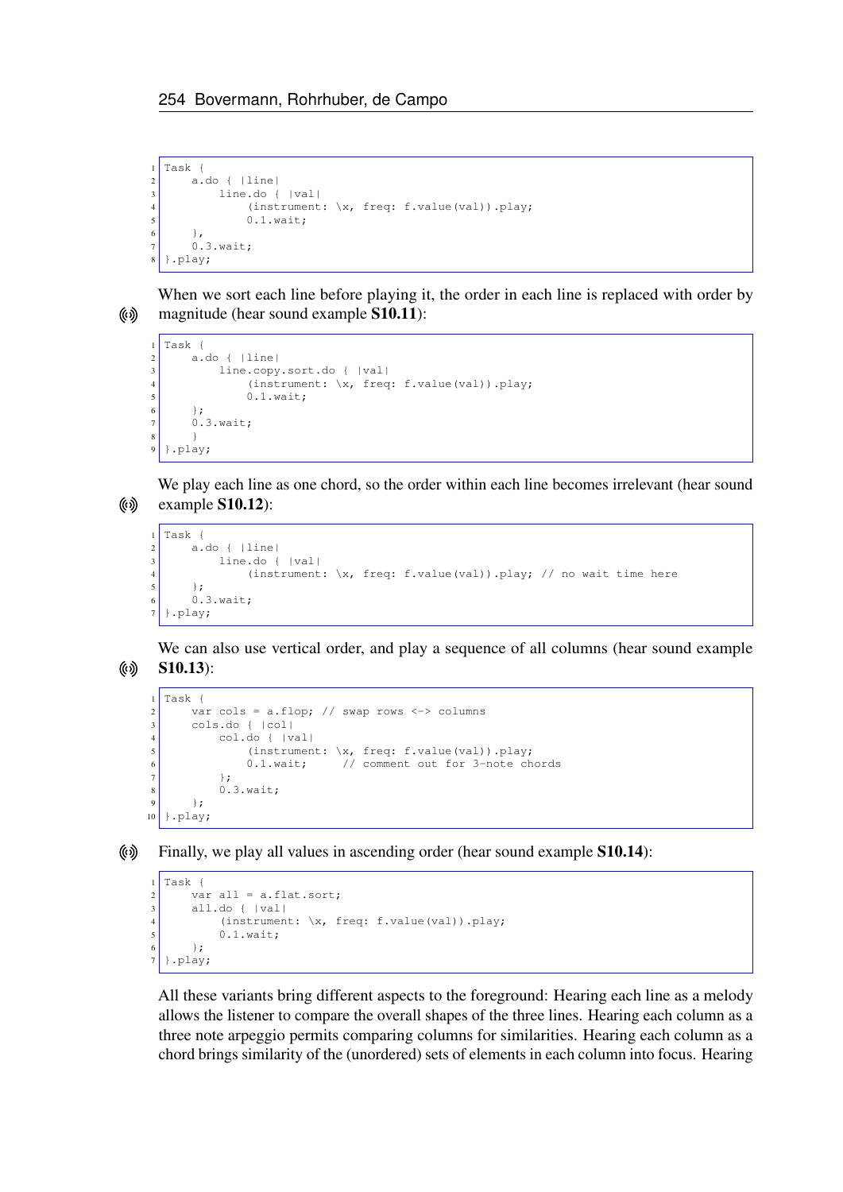```
Task {
    a.do { |line|
        line.do { |val|
            (instrument: \x, freq: f.value(val)).play;
            0.1.wait;
    },
    0.3.wait;
}.play;
```

When we sort each line before playing it, the order in each line is replaced with order by magnitude (hear sound example **S10.11**):

```
Task {
    a.do { |line|
        line.copy.sort.do { |val|
            (instrument: \x, freq: f.value(val)).play;
            0.1.wait;
    };
    0.3.wait;
    }
}.play;
```

We play each line as one chord, so the order within each line becomes irrelevant (hear sound example **S10.12**):

```
Task {
    a.do { |line|
        line.do { |val|
            (instrument: \x, freq: f.value(val)).play; // no wait time here
    };
    0.3.wait;
}.play;
```

We can also use vertical order, and play a sequence of all columns (hear sound example **S10.13**):

```
Task {
    var cols = a.flop; // swap rows <-> columns
    cols.do { |col|
        col.do { |val|
            (instrument: \x, freq: f.value(val)).play;
            0.1.wait;     // comment out for 3-note chords
        };
        0.3.wait;
    };
}.play;
```

Finally, we play all values in ascending order (hear sound example **S10.14**):

```
Task {
    var all = a.flat.sort;
    all.do { |val|
        (instrument: \x, freq: f.value(val)).play;
        0.1.wait;
    };
}.play;
```

All these variants bring different aspects to the foreground: Hearing each line as a melody allows the listener to compare the overall shapes of the three lines. Hearing each column as a three note arpeggio permits comparing columns for similarities. Hearing each column as a chord brings similarity of the (unordered) sets of elements in each column into focus. Hearing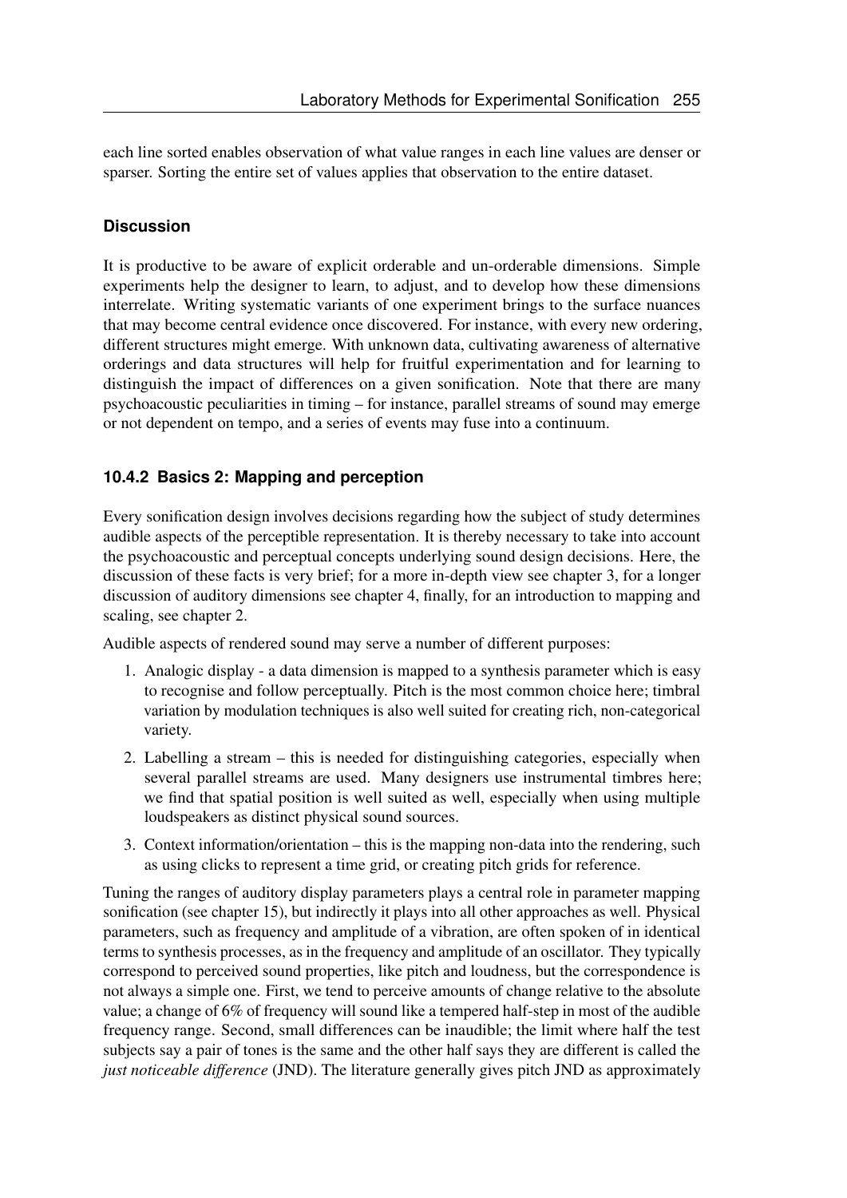each line sorted enables observation of what value ranges in each line values are denser or sparser. Sorting the entire set of values applies that observation to the entire dataset.

### Discussion

It is productive to be aware of explicit orderable and un-orderable dimensions. Simple experiments help the designer to learn, to adjust, and to develop how these dimensions interrelate. Writing systematic variants of one experiment brings to the surface nuances that may become central evidence once discovered. For instance, with every new ordering, different structures might emerge. With unknown data, cultivating awareness of alternative orderings and data structures will help for fruitful experimentation and for learning to distinguish the impact of differences on a given sonification. Note that there are many psychoacoustic peculiarities in timing – for instance, parallel streams of sound may emerge or not dependent on tempo, and a series of events may fuse into a continuum.

## 10.4.2 Basics 2: Mapping and perception

Every sonification design involves decisions regarding how the subject of study determines audible aspects of the perceptible representation. It is thereby necessary to take into account the psychoacoustic and perceptual concepts underlying sound design decisions. Here, the discussion of these facts is very brief; for a more in-depth view see chapter 3, for a longer discussion of auditory dimensions see chapter 4, finally, for an introduction to mapping and scaling, see chapter 2.

Audible aspects of rendered sound may serve a number of different purposes:

1. Analogic display - a data dimension is mapped to a synthesis parameter which is easy to recognise and follow perceptually. Pitch is the most common choice here; timbral variation by modulation techniques is also well suited for creating rich, non-categorical variety.
2. Labelling a stream – this is needed for distinguishing categories, especially when several parallel streams are used. Many designers use instrumental timbres here; we find that spatial position is well suited as well, especially when using multiple loudspeakers as distinct physical sound sources.
3. Context information/orientation – this is the mapping non-data into the rendering, such as using clicks to represent a time grid, or creating pitch grids for reference.

Tuning the ranges of auditory display parameters plays a central role in parameter mapping sonification (see chapter 15), but indirectly it plays into all other approaches as well. Physical parameters, such as frequency and amplitude of a vibration, are often spoken of in identical terms to synthesis processes, as in the frequency and amplitude of an oscillator. They typically correspond to perceived sound properties, like pitch and loudness, but the correspondence is not always a simple one. First, we tend to perceive amounts of change relative to the absolute value; a change of 6% of frequency will sound like a tempered half-step in most of the audible frequency range. Second, small differences can be inaudible; the limit where half the test subjects say a pair of tones is the same and the other half says they are different is called the *just noticeable difference* (JND). The literature generally gives pitch JND as approximately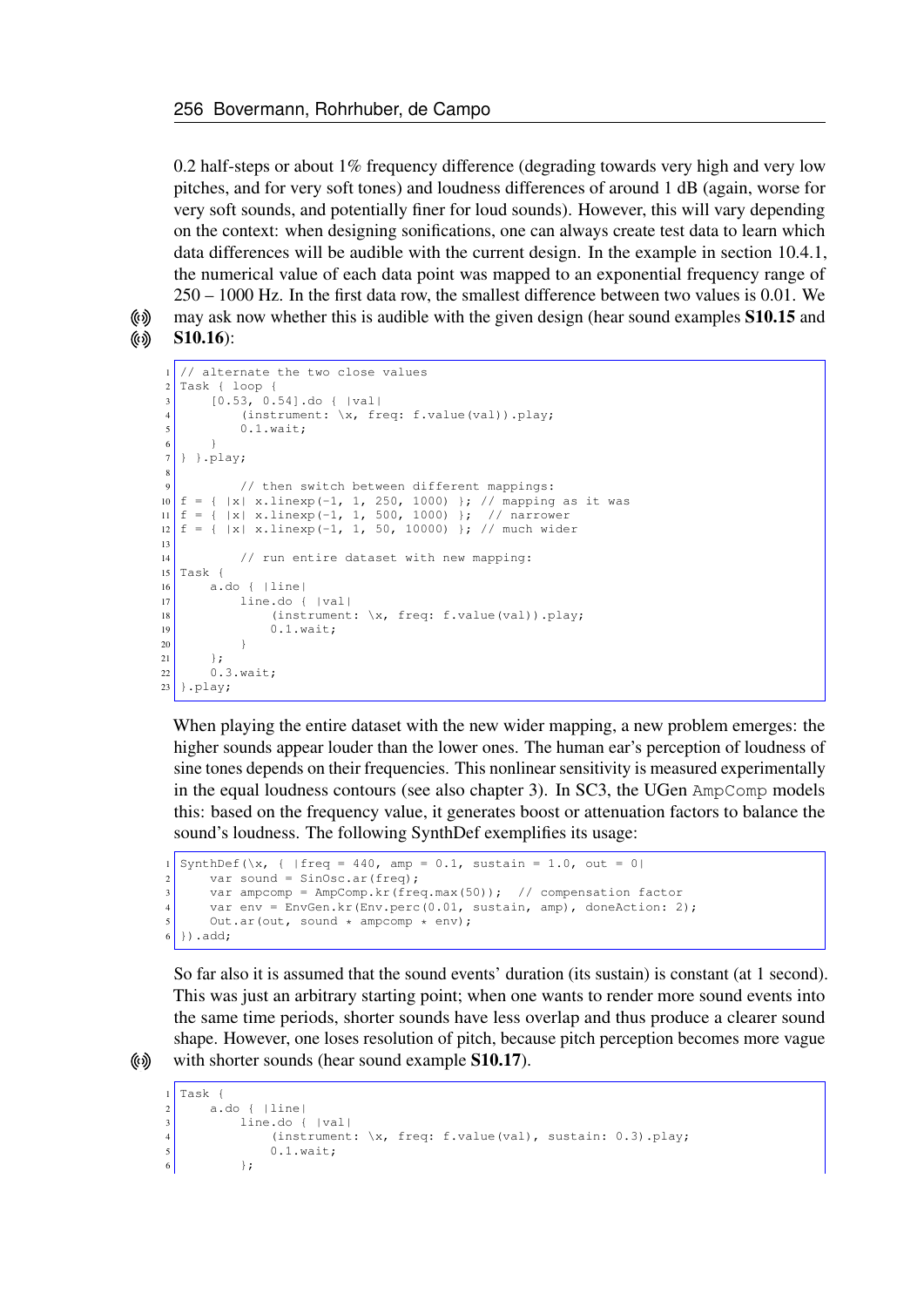0.2 half-steps or about 1% frequency difference (degrading towards very high and very low pitches, and for very soft tones) and loudness differences of around 1 dB (again, worse for very soft sounds, and potentially finer for loud sounds). However, this will vary depending on the context: when designing sonifications, one can always create test data to learn which data differences will be audible with the current design. In the example in section 10.4.1, the numerical value of each data point was mapped to an exponential frequency range of 250 – 1000 Hz. In the first data row, the smallest difference between two values is 0.01. We may ask now whether this is audible with the given design (hear sound examples **S10.15** and **S10.16**):

```
// alternate the two close values
Task { loop {
    [0.53, 0.54].do { |val|
        (instrument: \x, freq: f.value(val)).play;
        0.1.wait;
    }
} }.play;

        // then switch between different mappings:
f = { |x| x.linexp(-1, 1, 250, 1000) }; // mapping as it was
f = { |x| x.linexp(-1, 1, 500, 1000) };  // narrower
f = { |x| x.linexp(-1, 1, 50, 10000) }; // much wider

        // run entire dataset with new mapping:
Task {
    a.do { |line|
        line.do { |val|
            (instrument: \x, freq: f.value(val)).play;
            0.1.wait;
        }
    };
    0.3.wait;
}.play;
```

When playing the entire dataset with the new wider mapping, a new problem emerges: the higher sounds appear louder than the lower ones. The human ear's perception of loudness of sine tones depends on their frequencies. This nonlinear sensitivity is measured experimentally in the equal loudness contours (see also chapter 3). In SC3, the UGen `AmpComp` models this: based on the frequency value, it generates boost or attenuation factors to balance the sound's loudness. The following SynthDef exemplifies its usage:

```
SynthDef(\x, { |freq = 440, amp = 0.1, sustain = 1.0, out = 0|
    var sound = SinOsc.ar(freq);
    var ampcomp = AmpComp.kr(freq.max(50));  // compensation factor
    var env = EnvGen.kr(Env.perc(0.01, sustain, amp), doneAction: 2);
    Out.ar(out, sound * ampcomp * env);
}).add;
```

So far also it is assumed that the sound events' duration (its sustain) is constant (at 1 second). This was just an arbitrary starting point; when one wants to render more sound events into the same time periods, shorter sounds have less overlap and thus produce a clearer sound shape. However, one loses resolution of pitch, because pitch perception becomes more vague with shorter sounds (hear sound example **S10.17**).

```
Task {
    a.do { |line|
        line.do { |val|
            (instrument: \x, freq: f.value(val), sustain: 0.3).play;
            0.1.wait;
        };
```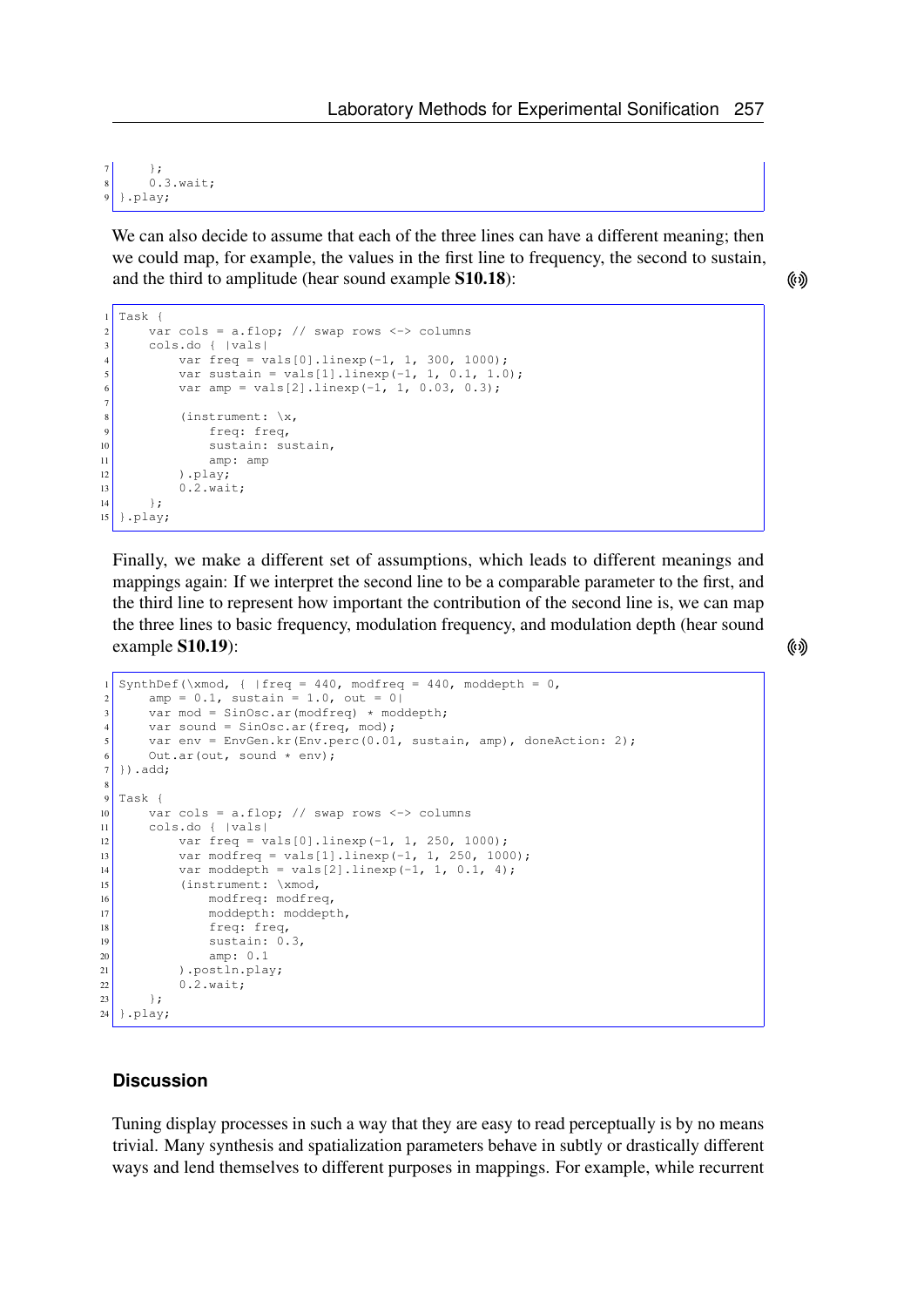```
    };
    0.3.wait;
}.play;
```

We can also decide to assume that each of the three lines can have a different meaning; then we could map, for example, the values in the first line to frequency, the second to sustain, and the third to amplitude (hear sound example **S10.18**):

```
Task {
    var cols = a.flop; // swap rows <-> columns
    cols.do { |vals|
        var freq = vals[0].linexp(-1, 1, 300, 1000);
        var sustain = vals[1].linexp(-1, 1, 0.1, 1.0);
        var amp = vals[2].linexp(-1, 1, 0.03, 0.3);

        (instrument: \x,
            freq: freq,
            sustain: sustain,
            amp: amp
        ).play;
        0.2.wait;
    };
}.play;
```

Finally, we make a different set of assumptions, which leads to different meanings and mappings again: If we interpret the second line to be a comparable parameter to the first, and the third line to represent how important the contribution of the second line is, we can map the three lines to basic frequency, modulation frequency, and modulation depth (hear sound example **S10.19**):

```
SynthDef(\xmod, { |freq = 440, modfreq = 440, moddepth = 0,
    amp = 0.1, sustain = 1.0, out = 0|
    var mod = SinOsc.ar(modfreq) * moddepth;
    var sound = SinOsc.ar(freq, mod);
    var env = EnvGen.kr(Env.perc(0.01, sustain, amp), doneAction: 2);
    Out.ar(out, sound * env);
}).add;

Task {
    var cols = a.flop; // swap rows <-> columns
    cols.do { |vals|
        var freq = vals[0].linexp(-1, 1, 250, 1000);
        var modfreq = vals[1].linexp(-1, 1, 250, 1000);
        var moddepth = vals[2].linexp(-1, 1, 0.1, 4);
        (instrument: \xmod,
            modfreq: modfreq,
            moddepth: moddepth,
            freq: freq,
            sustain: 0.3,
            amp: 0.1
        ).postln.play;
        0.2.wait;
    };
}.play;
```

### Discussion

Tuning display processes in such a way that they are easy to read perceptually is by no means trivial. Many synthesis and spatialization parameters behave in subtly or drastically different ways and lend themselves to different purposes in mappings. For example, while recurrent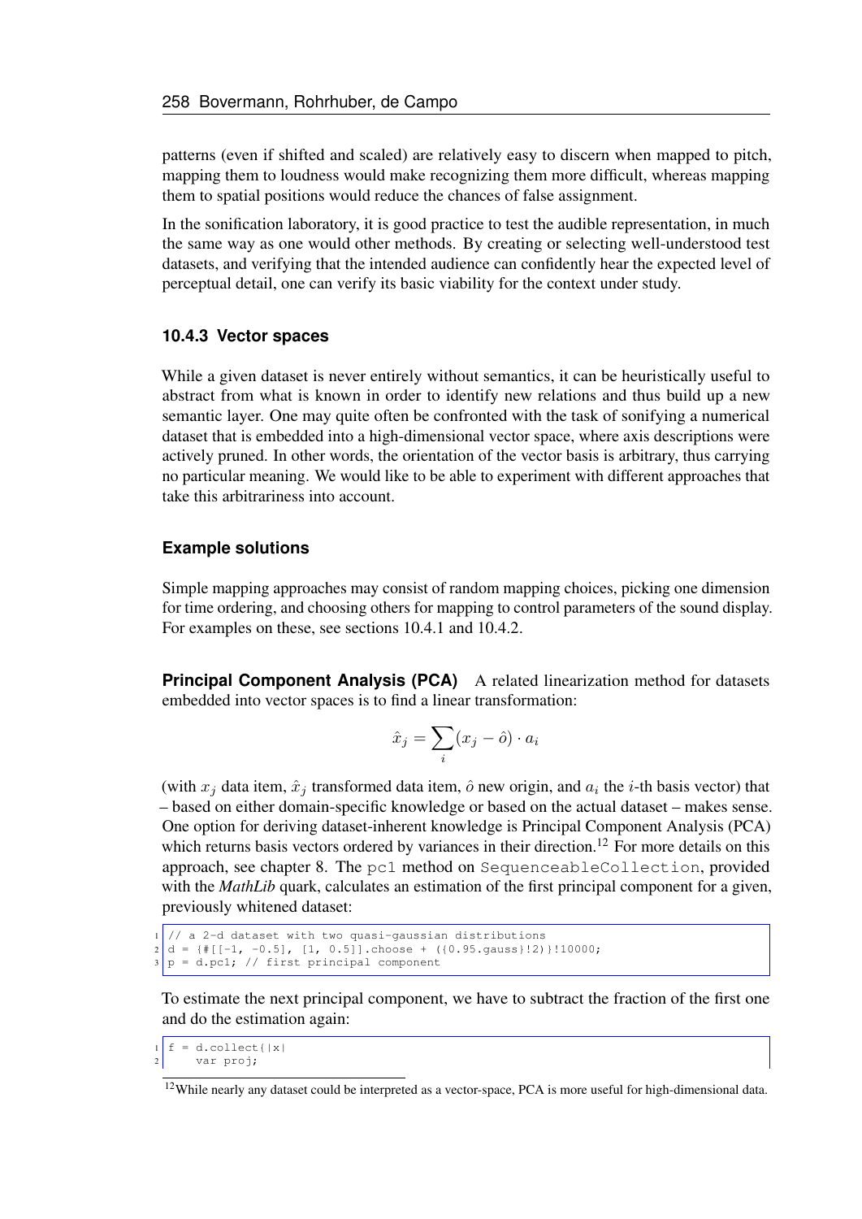patterns (even if shifted and scaled) are relatively easy to discern when mapped to pitch, mapping them to loudness would make recognizing them more difficult, whereas mapping them to spatial positions would reduce the chances of false assignment.

In the sonification laboratory, it is good practice to test the audible representation, in much the same way as one would other methods. By creating or selecting well-understood test datasets, and verifying that the intended audience can confidently hear the expected level of perceptual detail, one can verify its basic viability for the context under study.

### 10.4.3 Vector spaces

While a given dataset is never entirely without semantics, it can be heuristically useful to abstract from what is known in order to identify new relations and thus build up a new semantic layer. One may quite often be confronted with the task of sonifying a numerical dataset that is embedded into a high-dimensional vector space, where axis descriptions were actively pruned. In other words, the orientation of the vector basis is arbitrary, thus carrying no particular meaning. We would like to be able to experiment with different approaches that take this arbitrariness into account.

#### Example solutions

Simple mapping approaches may consist of random mapping choices, picking one dimension for time ordering, and choosing others for mapping to control parameters of the sound display. For examples on these, see sections 10.4.1 and 10.4.2.

**Principal Component Analysis (PCA)** A related linearization method for datasets embedded into vector spaces is to find a linear transformation:

$$\hat{x}_j = \sum_i (x_j - \hat{o}) \cdot a_i$$

(with $x_j$ data item, $\hat{x}_j$ transformed data item, $\hat{o}$ new origin, and $a_i$ the $i$-th basis vector) that – based on either domain-specific knowledge or based on the actual dataset – makes sense. One option for deriving dataset-inherent knowledge is Principal Component Analysis (PCA) which returns basis vectors ordered by variances in their direction.[12] For more details on this approach, see chapter 8. The `pc1` method on `SequenceableCollection`, provided with the *MathLib* quark, calculates an estimation of the first principal component for a given, previously whitened dataset:

```
// a 2-d dataset with two quasi-gaussian distributions
d = {#[[-1, -0.5], [1, 0.5]].choose + ({0.95.gauss}!2)}!10000;
p = d.pc1; // first principal component
```

To estimate the next principal component, we have to subtract the fraction of the first one and do the estimation again:

```
f = d.collect{|x|
    var proj;
```

[12] While nearly any dataset could be interpreted as a vector-space, PCA is more useful for high-dimensional data.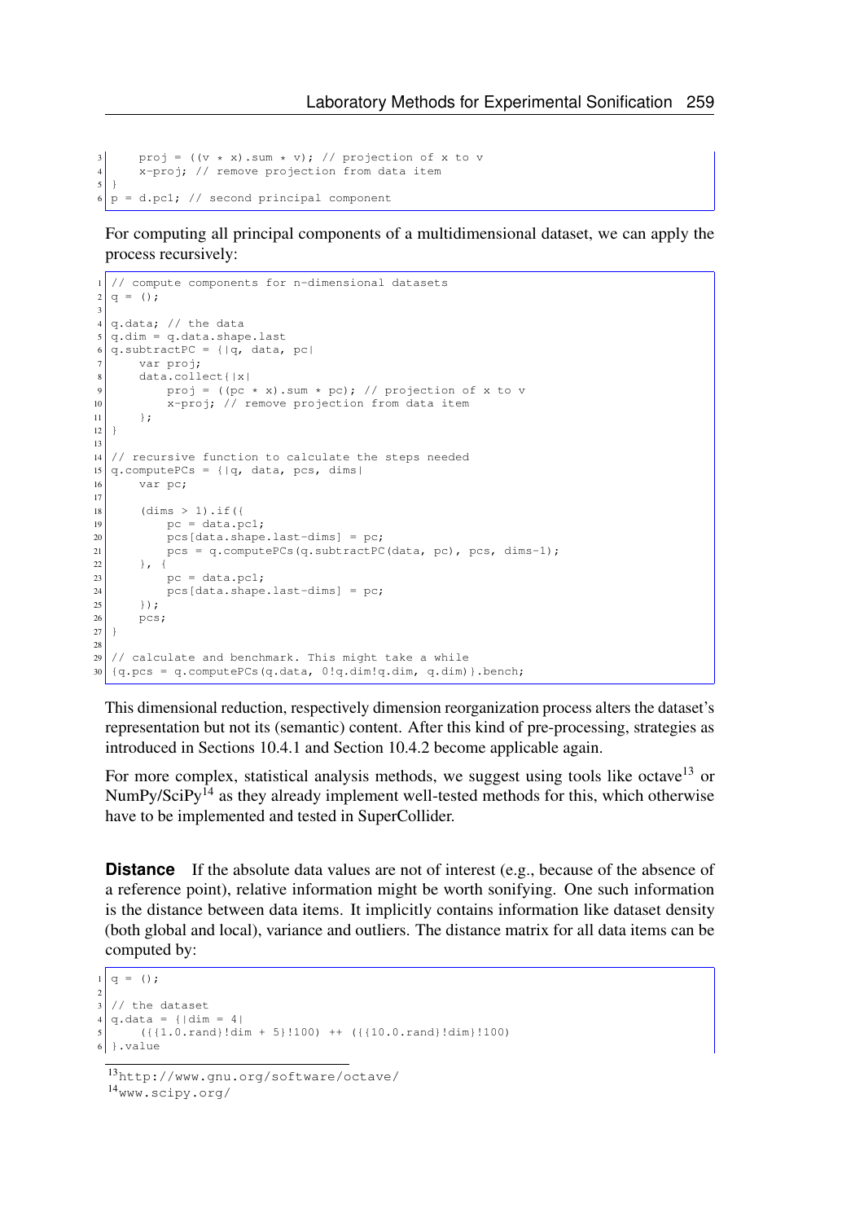```
    proj = ((v * x).sum * v); // projection of x to v
    x-proj; // remove projection from data item
}
p = d.pc1; // second principal component
```

For computing all principal components of a multidimensional dataset, we can apply the process recursively:

```
// compute components for n-dimensional datasets
q = ();

q.data; // the data
q.dim = q.data.shape.last
q.subtractPC = {|q, data, pc|
    var proj;
    data.collect{|x|
        proj = ((pc * x).sum * pc); // projection of x to v
        x-proj; // remove projection from data item
    };
}

// recursive function to calculate the steps needed
q.computePCs = {|q, data, pcs, dims|
    var pc;

    (dims > 1).if({
        pc = data.pc1;
        pcs[data.shape.last-dims] = pc;
        pcs = q.computePCs(q.subtractPC(data, pc), pcs, dims-1);
    }, {
        pc = data.pc1;
        pcs[data.shape.last-dims] = pc;
    });
    pcs;
}

// calculate and benchmark. This might take a while
{q.pcs = q.computePCs(q.data, 0!q.dim!q.dim, q.dim)}.bench;
```

This dimensional reduction, respectively dimension reorganization process alters the dataset's representation but not its (semantic) content. After this kind of pre-processing, strategies as introduced in Sections 10.4.1 and Section 10.4.2 become applicable again.

For more complex, statistical analysis methods, we suggest using tools like octave[13] or NumPy/SciPy[14] as they already implement well-tested methods for this, which otherwise have to be implemented and tested in SuperCollider.

**Distance** If the absolute data values are not of interest (e.g., because of the absence of a reference point), relative information might be worth sonifying. One such information is the distance between data items. It implicitly contains information like dataset density (both global and local), variance and outliers. The distance matrix for all data items can be computed by:

```
q = ();

// the dataset
q.data = {|dim = 4|
    ({{1.0.rand}!dim + 5}!100) ++ ({{10.0.rand}!dim}!100)
}.value
```

[13] http://www.gnu.org/software/octave/

[14] www.scipy.org/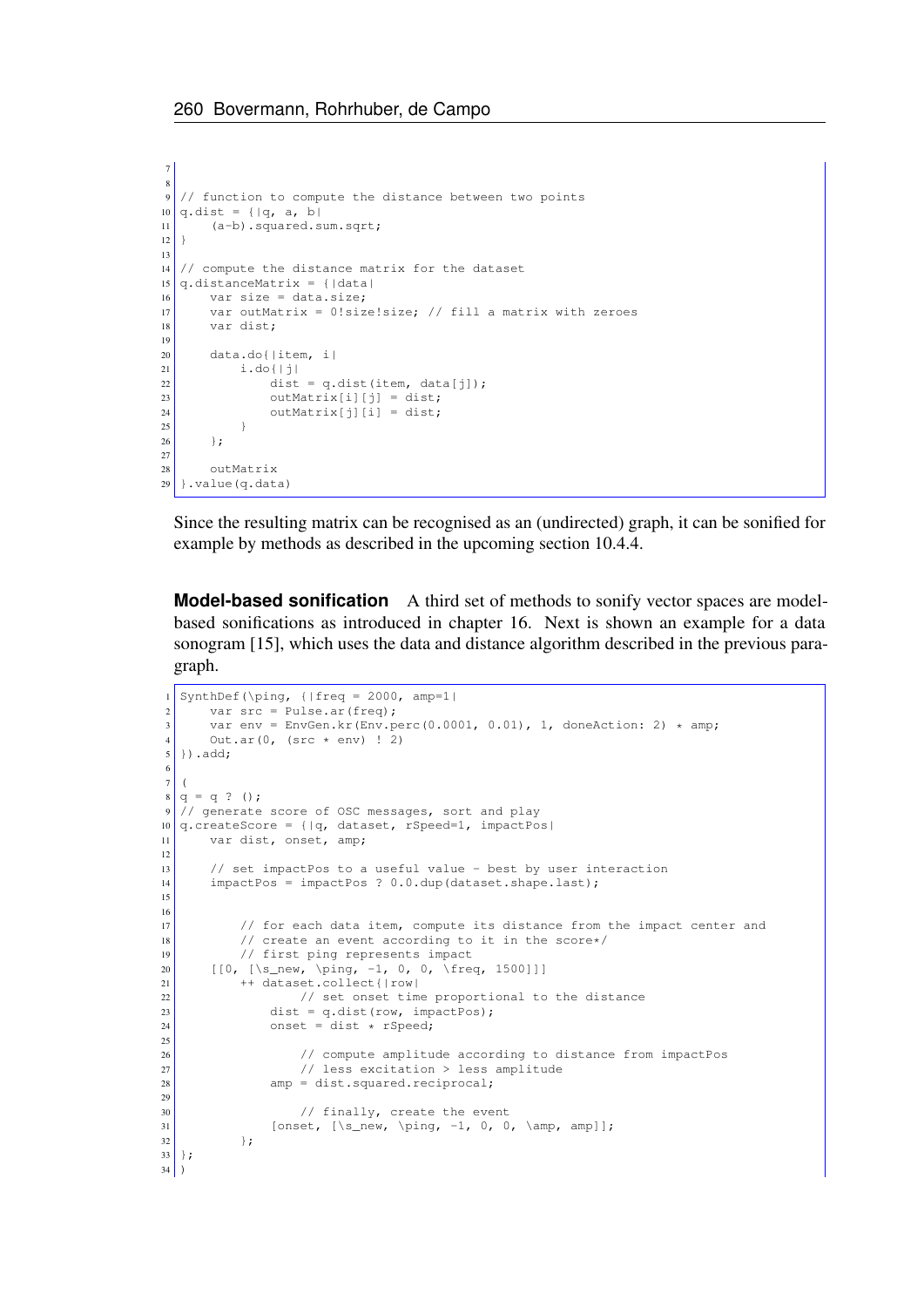```
// function to compute the distance between two points
q.dist = {|q, a, b|
    (a-b).squared.sum.sqrt;
}

// compute the distance matrix for the dataset
q.distanceMatrix = {|data|
    var size = data.size;
    var outMatrix = 0!size!size; // fill a matrix with zeroes
    var dist;

    data.do{|item, i|
        i.do{|j|
            dist = q.dist(item, data[j]);
            outMatrix[i][j] = dist;
            outMatrix[j][i] = dist;
        }
    };

    outMatrix
}.value(q.data)
```

Since the resulting matrix can be recognised as an (undirected) graph, it can be sonified for example by methods as described in the upcoming section 10.4.4.

**Model-based sonification** A third set of methods to sonify vector spaces are model-based sonifications as introduced in chapter 16. Next is shown an example for a data sonogram [15], which uses the data and distance algorithm described in the previous paragraph.

```
SynthDef(\ping, {|freq = 2000, amp=1|
    var src = Pulse.ar(freq);
    var env = EnvGen.kr(Env.perc(0.0001, 0.01), 1, doneAction: 2) * amp;
    Out.ar(0, (src * env) ! 2)
}).add;

(
q = q ? ();
// generate score of OSC messages, sort and play
q.createScore = {|q, dataset, rSpeed=1, impactPos|
    var dist, onset, amp;

    // set impactPos to a useful value - best by user interaction
    impactPos = impactPos ? 0.0.dup(dataset.shape.last);


        // for each data item, compute its distance from the impact center and
        // create an event according to it in the score*/
        // first ping represents impact
    [[0, [\s_new, \ping, -1, 0, 0, \freq, 1500]]]
        ++ dataset.collect{|row|
                // set onset time proportional to the distance
            dist = q.dist(row, impactPos);
            onset = dist * rSpeed;

                // compute amplitude according to distance from impactPos
                // less excitation > less amplitude
            amp = dist.squared.reciprocal;

                // finally, create the event
            [onset, [\s_new, \ping, -1, 0, 0, \amp, amp]];
        };
};
)
```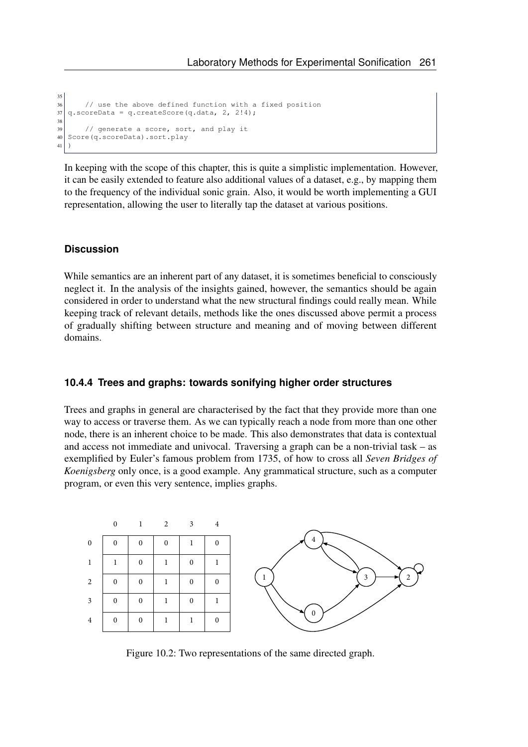```
35
36     // use the above defined function with a fixed position
37 q.scoreData = q.createScore(q.data, 2, 2!4);
38
39     // generate a score, sort, and play it
40 Score(q.scoreData).sort.play
41 )
```

In keeping with the scope of this chapter, this is quite a simplistic implementation. However, it can be easily extended to feature also additional values of a dataset, e.g., by mapping them to the frequency of the individual sonic grain. Also, it would be worth implementing a GUI representation, allowing the user to literally tap the dataset at various positions.

#### Discussion

While semantics are an inherent part of any dataset, it is sometimes beneficial to consciously neglect it. In the analysis of the insights gained, however, the semantics should be again considered in order to understand what the new structural findings could really mean. While keeping track of relevant details, methods like the ones discussed above permit a process of gradually shifting between structure and meaning and of moving between different domains.

### 10.4.4 Trees and graphs: towards sonifying higher order structures

Trees and graphs in general are characterised by the fact that they provide more than one way to access or traverse them. As we can typically reach a node from more than one other node, there is an inherent choice to be made. This also demonstrates that data is contextual and access not immediate and univocal. Traversing a graph can be a non-trivial task – as exemplified by Euler's famous problem from 1735, of how to cross all *Seven Bridges of Koenigsberg* only once, is a good example. Any grammatical structure, such as a computer program, or even this very sentence, implies graphs.

| | 0 | 1 | 2 | 3 | 4 |
|---|---|---|---|---|---|
| 0 | 0 | 0 | 0 | 1 | 0 |
| 1 | 1 | 0 | 1 | 0 | 1 |
| 2 | 0 | 0 | 1 | 0 | 0 |
| 3 | 0 | 0 | 1 | 0 | 1 |
| 4 | 0 | 0 | 1 | 1 | 0 |

Figure 10.2: Two representations of the same directed graph.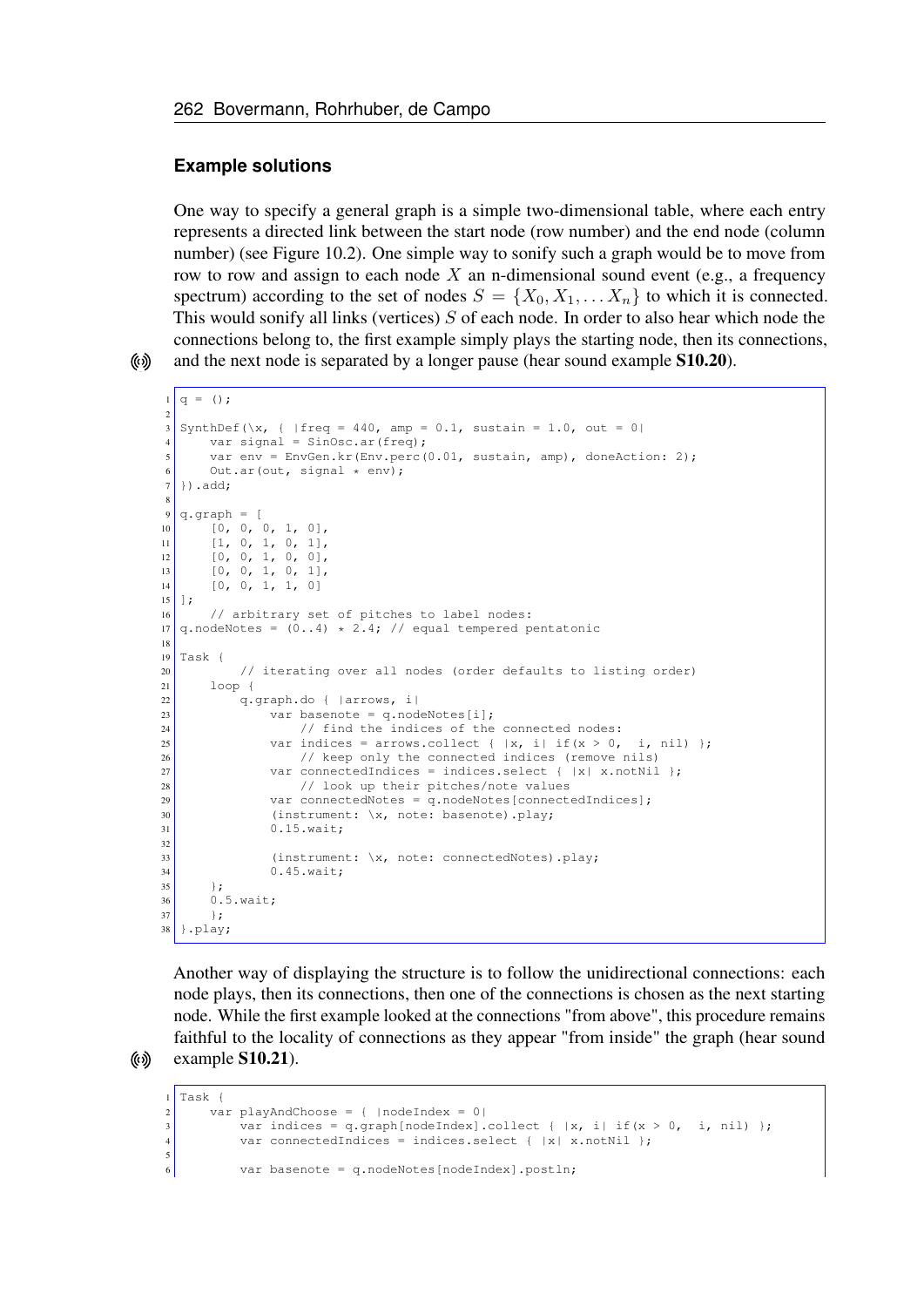### Example solutions

One way to specify a general graph is a simple two-dimensional table, where each entry represents a directed link between the start node (row number) and the end node (column number) (see Figure 10.2). One simple way to sonify such a graph would be to move from row to row and assign to each node $X$ an n-dimensional sound event (e.g., a frequency spectrum) according to the set of nodes $S = \{X_0, X_1, \ldots X_n\}$ to which it is connected. This would sonify all links (vertices) $S$ of each node. In order to also hear which node the connections belong to, the first example simply plays the starting node, then its connections, and the next node is separated by a longer pause (hear sound example **S10.20**).

```
q = ();

SynthDef(\x, { |freq = 440, amp = 0.1, sustain = 1.0, out = 0|
    var signal = SinOsc.ar(freq);
    var env = EnvGen.kr(Env.perc(0.01, sustain, amp), doneAction: 2);
    Out.ar(out, signal * env);
}).add;

q.graph = [
    [0, 0, 0, 1, 0],
    [1, 0, 1, 0, 1],
    [0, 0, 1, 0, 0],
    [0, 0, 1, 0, 1],
    [0, 0, 1, 1, 0]
];
    // arbitrary set of pitches to label nodes:
q.nodeNotes = (0..4) * 2.4; // equal tempered pentatonic

Task {
        // iterating over all nodes (order defaults to listing order)
    loop {
        q.graph.do { |arrows, i|
            var basenote = q.nodeNotes[i];
                // find the indices of the connected nodes:
            var indices = arrows.collect { |x, i| if(x > 0,  i, nil) };
                // keep only the connected indices (remove nils)
            var connectedIndices = indices.select { |x| x.notNil };
                // look up their pitches/note values
            var connectedNotes = q.nodeNotes[connectedIndices];
            (instrument: \x, note: basenote).play;
            0.15.wait;

            (instrument: \x, note: connectedNotes).play;
            0.45.wait;
    };
    0.5.wait;
    };
}.play;
```

Another way of displaying the structure is to follow the unidirectional connections: each node plays, then its connections, then one of the connections is chosen as the next starting node. While the first example looked at the connections "from above", this procedure remains faithful to the locality of connections as they appear "from inside" the graph (hear sound example **S10.21**).

```
Task {
    var playAndChoose = { |nodeIndex = 0|
        var indices = q.graph[nodeIndex].collect { |x, i| if(x > 0,  i, nil) };
        var connectedIndices = indices.select { |x| x.notNil };

        var basenote = q.nodeNotes[nodeIndex].postln;
```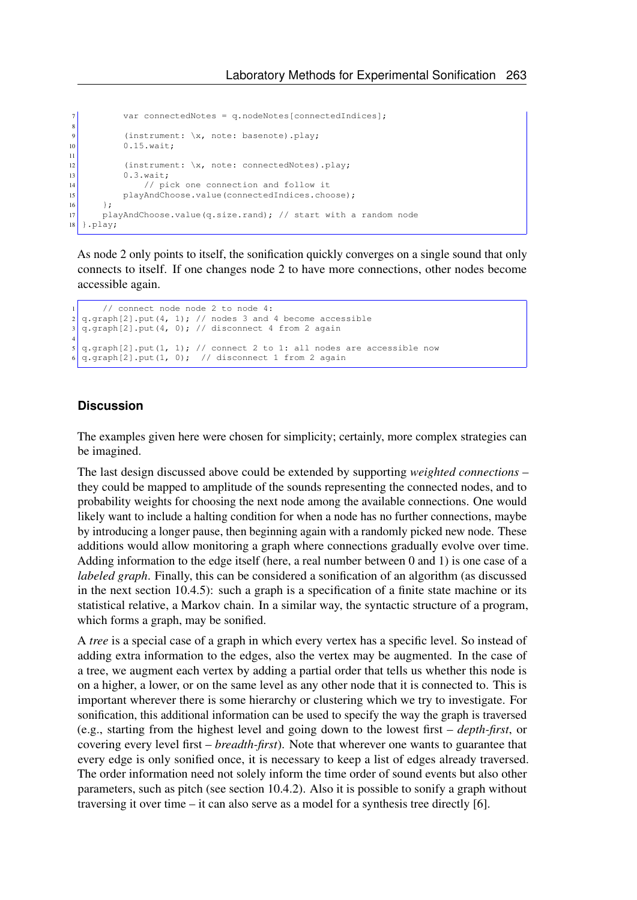```
        var connectedNotes = q.nodeNotes[connectedIndices];

        (instrument: \x, note: basenote).play;
        0.15.wait;

        (instrument: \x, note: connectedNotes).play;
        0.3.wait;
            // pick one connection and follow it
        playAndChoose.value(connectedIndices.choose);
    };
    playAndChoose.value(q.size.rand); // start with a random node
}.play;
```

As node 2 only points to itself, the sonification quickly converges on a single sound that only connects to itself. If one changes node 2 to have more connections, other nodes become accessible again.

```
    // connect node node 2 to node 4:
q.graph[2].put(4, 1); // nodes 3 and 4 become accessible
q.graph[2].put(4, 0); // disconnect 4 from 2 again

q.graph[2].put(1, 1); // connect 2 to 1: all nodes are accessible now
q.graph[2].put(1, 0);  // disconnect 1 from 2 again
```

### Discussion

The examples given here were chosen for simplicity; certainly, more complex strategies can be imagined.

The last design discussed above could be extended by supporting *weighted connections* – they could be mapped to amplitude of the sounds representing the connected nodes, and to probability weights for choosing the next node among the available connections. One would likely want to include a halting condition for when a node has no further connections, maybe by introducing a longer pause, then beginning again with a randomly picked new node. These additions would allow monitoring a graph where connections gradually evolve over time. Adding information to the edge itself (here, a real number between 0 and 1) is one case of a *labeled graph*. Finally, this can be considered a sonification of an algorithm (as discussed in the next section 10.4.5): such a graph is a specification of a finite state machine or its statistical relative, a Markov chain. In a similar way, the syntactic structure of a program, which forms a graph, may be sonified.

A *tree* is a special case of a graph in which every vertex has a specific level. So instead of adding extra information to the edges, also the vertex may be augmented. In the case of a tree, we augment each vertex by adding a partial order that tells us whether this node is on a higher, a lower, or on the same level as any other node that it is connected to. This is important wherever there is some hierarchy or clustering which we try to investigate. For sonification, this additional information can be used to specify the way the graph is traversed (e.g., starting from the highest level and going down to the lowest first – *depth-first*, or covering every level first – *breadth-first*). Note that wherever one wants to guarantee that every edge is only sonified once, it is necessary to keep a list of edges already traversed. The order information need not solely inform the time order of sound events but also other parameters, such as pitch (see section 10.4.2). Also it is possible to sonify a graph without traversing it over time – it can also serve as a model for a synthesis tree directly [6].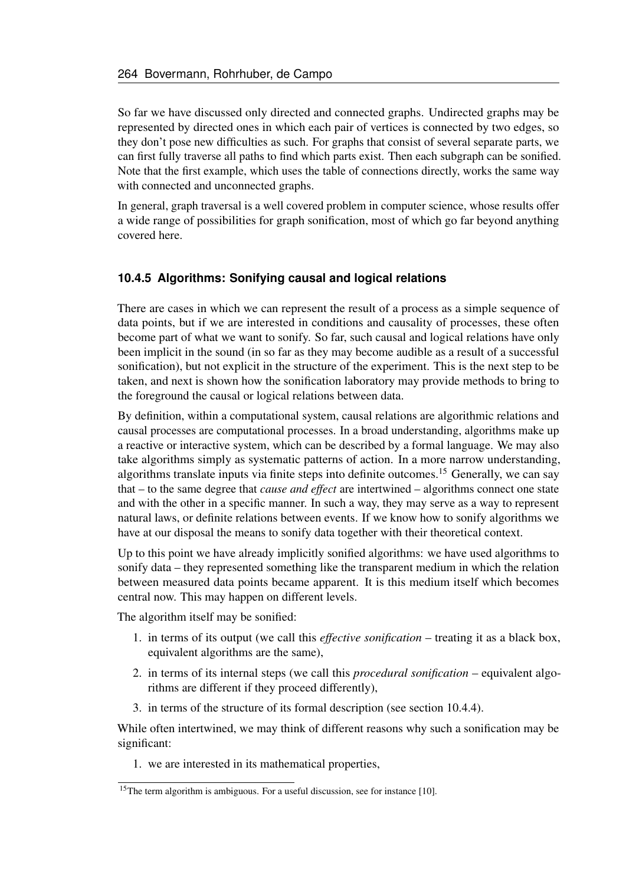So far we have discussed only directed and connected graphs. Undirected graphs may be represented by directed ones in which each pair of vertices is connected by two edges, so they don't pose new difficulties as such. For graphs that consist of several separate parts, we can first fully traverse all paths to find which parts exist. Then each subgraph can be sonified. Note that the first example, which uses the table of connections directly, works the same way with connected and unconnected graphs.

In general, graph traversal is a well covered problem in computer science, whose results offer a wide range of possibilities for graph sonification, most of which go far beyond anything covered here.

### 10.4.5 Algorithms: Sonifying causal and logical relations

There are cases in which we can represent the result of a process as a simple sequence of data points, but if we are interested in conditions and causality of processes, these often become part of what we want to sonify. So far, such causal and logical relations have only been implicit in the sound (in so far as they may become audible as a result of a successful sonification), but not explicit in the structure of the experiment. This is the next step to be taken, and next is shown how the sonification laboratory may provide methods to bring to the foreground the causal or logical relations between data.

By definition, within a computational system, causal relations are algorithmic relations and causal processes are computational processes. In a broad understanding, algorithms make up a reactive or interactive system, which can be described by a formal language. We may also take algorithms simply as systematic patterns of action. In a more narrow understanding, algorithms translate inputs via finite steps into definite outcomes.[15] Generally, we can say that – to the same degree that *cause and effect* are intertwined – algorithms connect one state and with the other in a specific manner. In such a way, they may serve as a way to represent natural laws, or definite relations between events. If we know how to sonify algorithms we have at our disposal the means to sonify data together with their theoretical context.

Up to this point we have already implicitly sonified algorithms: we have used algorithms to sonify data – they represented something like the transparent medium in which the relation between measured data points became apparent. It is this medium itself which becomes central now. This may happen on different levels.

The algorithm itself may be sonified:

1. in terms of its output (we call this *effective sonification* – treating it as a black box, equivalent algorithms are the same),
2. in terms of its internal steps (we call this *procedural sonification* – equivalent algorithms are different if they proceed differently),
3. in terms of the structure of its formal description (see section 10.4.4).

While often intertwined, we may think of different reasons why such a sonification may be significant:

1. we are interested in its mathematical properties,

[15] The term algorithm is ambiguous. For a useful discussion, see for instance [10].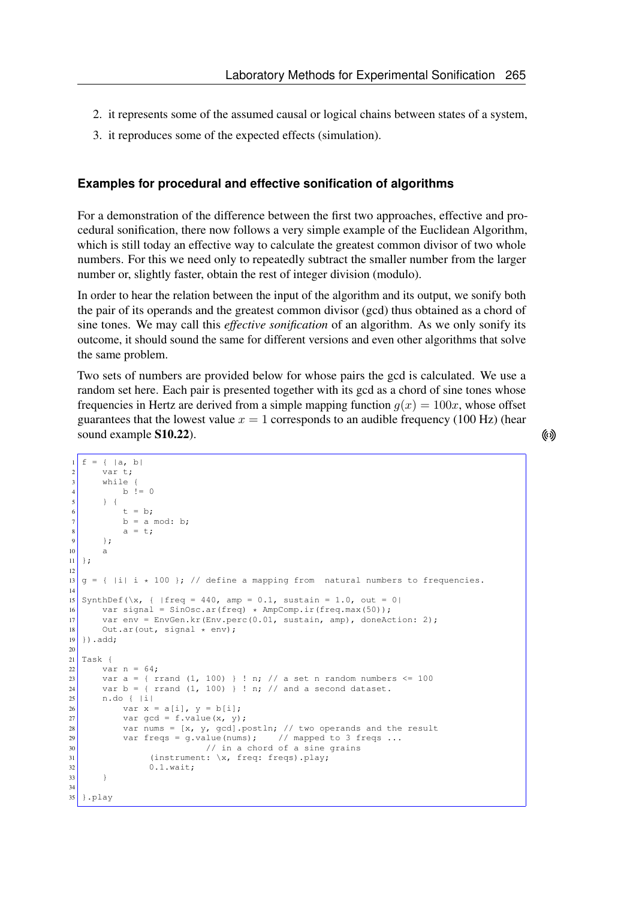2. it represents some of the assumed causal or logical chains between states of a system,
3. it reproduces some of the expected effects (simulation).

#### Examples for procedural and effective sonification of algorithms

For a demonstration of the difference between the first two approaches, effective and procedural sonification, there now follows a very simple example of the Euclidean Algorithm, which is still today an effective way to calculate the greatest common divisor of two whole numbers. For this we need only to repeatedly subtract the smaller number from the larger number or, slightly faster, obtain the rest of integer division (modulo).

In order to hear the relation between the input of the algorithm and its output, we sonify both the pair of its operands and the greatest common divisor (gcd) thus obtained as a chord of sine tones. We may call this *effective sonification* of an algorithm. As we only sonify its outcome, it should sound the same for different versions and even other algorithms that solve the same problem.

Two sets of numbers are provided below for whose pairs the gcd is calculated. We use a random set here. Each pair is presented together with its gcd as a chord of sine tones whose frequencies in Hertz are derived from a simple mapping function $g(x) = 100x$, whose offset guarantees that the lowest value $x = 1$ corresponds to an audible frequency (100 Hz) (hear sound example **S10.22**).

```
f = { |a, b|
    var t;
    while {
        b != 0
    } {
        t = b;
        b = a mod: b;
        a = t;
    };
    a
};

g = { |i| i * 100 }; // define a mapping from  natural numbers to frequencies.

SynthDef(\x, { |freq = 440, amp = 0.1, sustain = 1.0, out = 0|
    var signal = SinOsc.ar(freq) * AmpComp.ir(freq.max(50));
    var env = EnvGen.kr(Env.perc(0.01, sustain, amp), doneAction: 2);
    Out.ar(out, signal * env);
}).add;

Task {
    var n = 64;
    var a = { rrand (1, 100) } ! n; // a set n random numbers <= 100
    var b = { rrand (1, 100) } ! n; // and a second dataset.
    n.do { |i|
        var x = a[i], y = b[i];
        var gcd = f.value(x, y);
        var nums = [x, y, gcd].postln; // two operands and the result
        var freqs = g.value(nums);    // mapped to 3 freqs ...
                        // in a chord of a sine grains
            (instrument: \x, freq: freqs).play;
            0.1.wait;
    }

}.play
```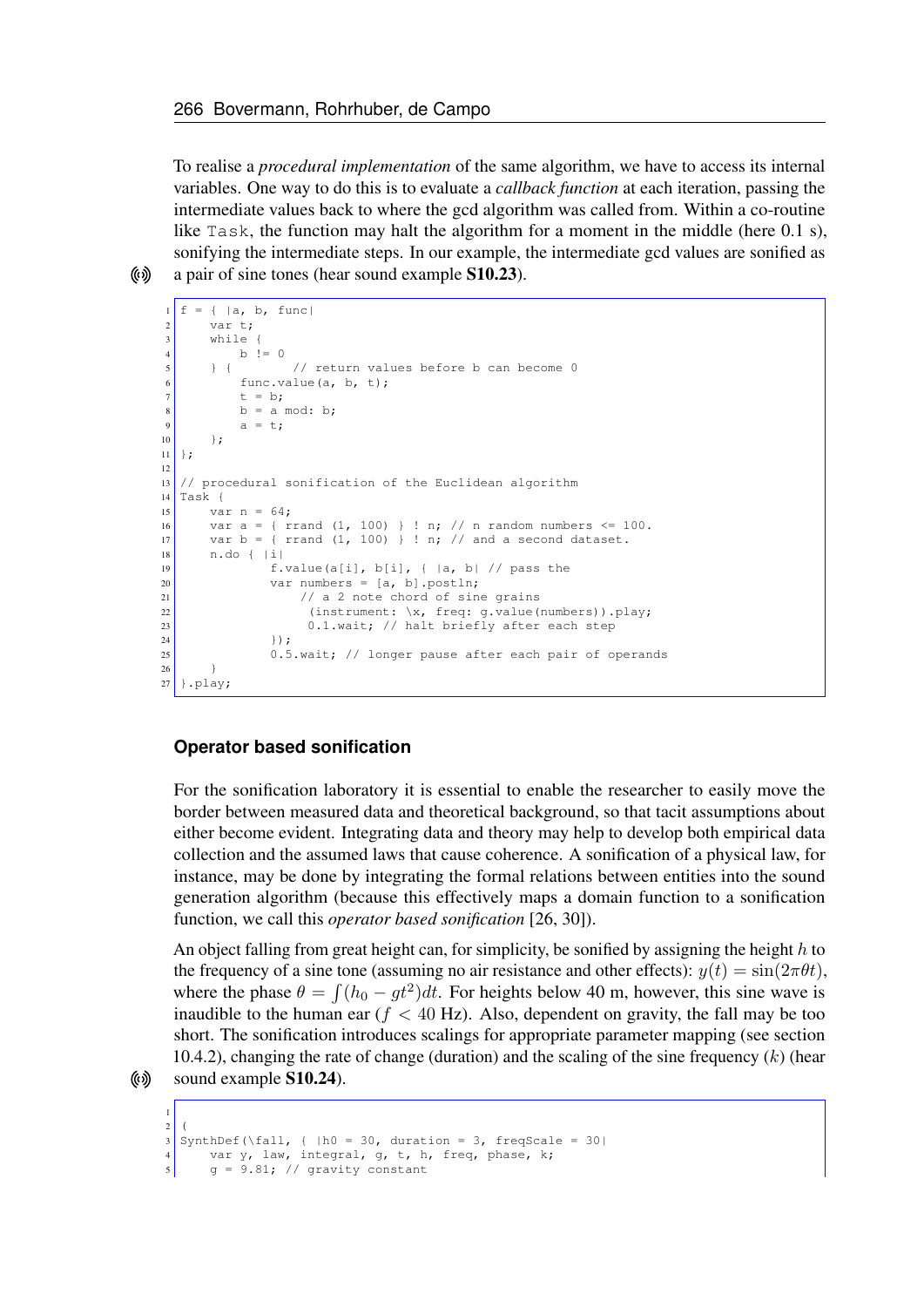To realise a *procedural implementation* of the same algorithm, we have to access its internal variables. One way to do this is to evaluate a *callback function* at each iteration, passing the intermediate values back to where the gcd algorithm was called from. Within a co-routine like Task, the function may halt the algorithm for a moment in the middle (here 0.1 s), sonifying the intermediate steps. In our example, the intermediate gcd values are sonified as a pair of sine tones (hear sound example **S10.23**).

```
f = { |a, b, func|
    var t;
    while {
        b != 0
    } {        // return values before b can become 0
        func.value(a, b, t);
        t = b;
        b = a mod: b;
        a = t;
    };
};

// procedural sonification of the Euclidean algorithm
Task {
    var n = 64;
    var a = { rrand (1, 100) } ! n; // n random numbers <= 100.
    var b = { rrand (1, 100) } ! n; // and a second dataset.
    n.do { |i|
            f.value(a[i], b[i], { |a, b| // pass the
            var numbers = [a, b].postln;
                // a 2 note chord of sine grains
                 (instrument: \x, freq: g.value(numbers)).play;
                0.1.wait; // halt briefly after each step
            });
            0.5.wait; // longer pause after each pair of operands
    }
}.play;
```

### Operator based sonification

For the sonification laboratory it is essential to enable the researcher to easily move the border between measured data and theoretical background, so that tacit assumptions about either become evident. Integrating data and theory may help to develop both empirical data collection and the assumed laws that cause coherence. A sonification of a physical law, for instance, may be done by integrating the formal relations between entities into the sound generation algorithm (because this effectively maps a domain function to a sonification function, we call this *operator based sonification* [26, 30]).

An object falling from great height can, for simplicity, be sonified by assigning the height $h$ to the frequency of a sine tone (assuming no air resistance and other effects): $y(t) = \sin(2\pi\theta t)$, where the phase $\theta = \int (h_0 - gt^2)dt$. For heights below 40 m, however, this sine wave is inaudible to the human ear ($f < 40$ Hz). Also, dependent on gravity, the fall may be too short. The sonification introduces scalings for appropriate parameter mapping (see section 10.4.2), changing the rate of change (duration) and the scaling of the sine frequency ($k$) (hear sound example **S10.24**).

```

(
SynthDef(\fall, { |h0 = 30, duration = 3, freqScale = 30|
    var y, law, integral, g, t, h, freq, phase, k;
    g = 9.81; // gravity constant
```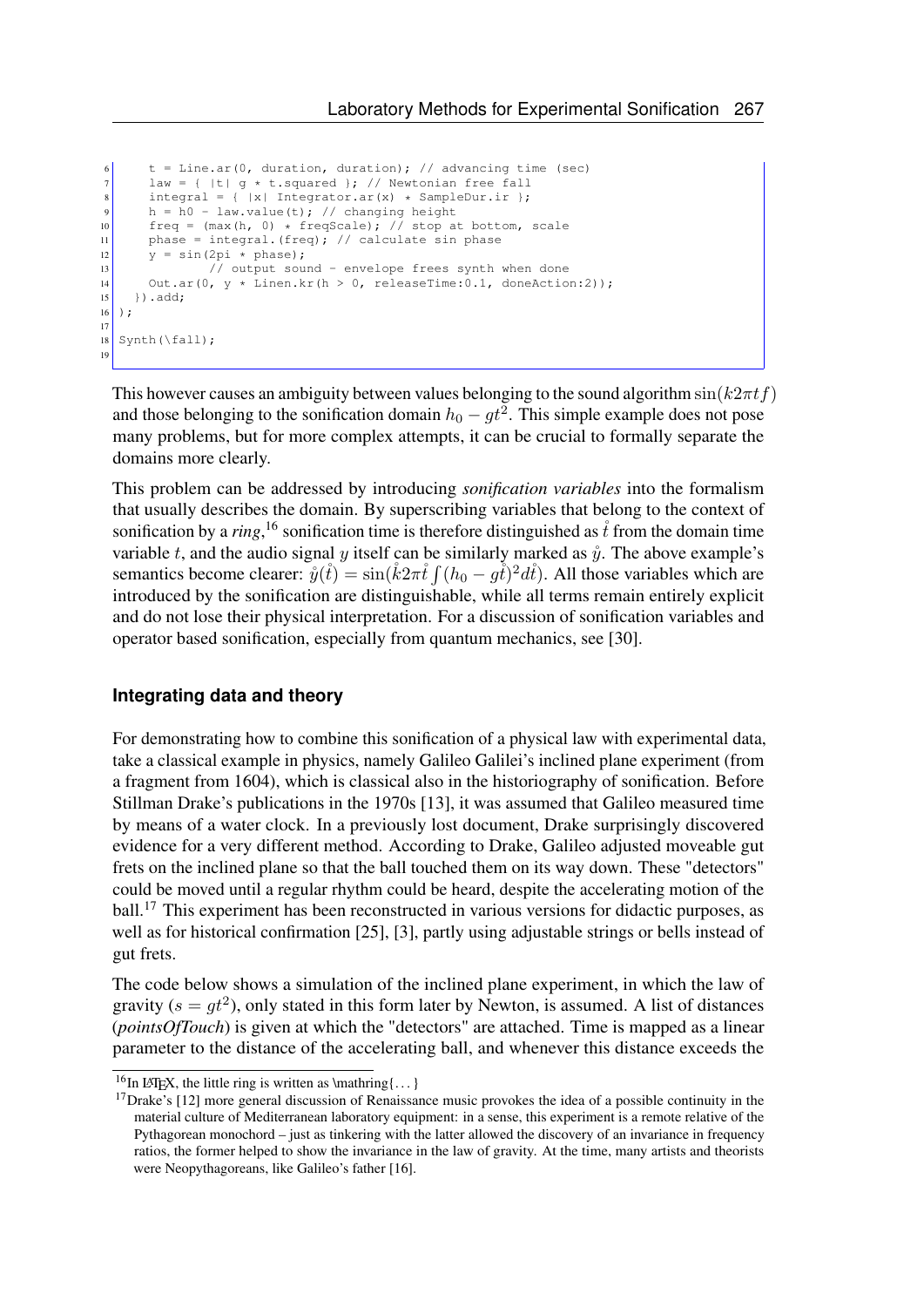```
	t = Line.ar(0, duration, duration); // advancing time (sec)
	law = { |t| g * t.squared }; // Newtonian free fall
	integral = { |x| Integrator.ar(x) * SampleDur.ir };
	h = h0 - law.value(t); // changing height
	freq = (max(h, 0) * freqScale); // stop at bottom, scale
	phase = integral.(freq); // calculate sin phase
	y = sin(2pi * phase);
		// output sound - envelope frees synth when done
	Out.ar(0, y * Linen.kr(h > 0, releaseTime:0.1, doneAction:2));
  }).add;
);

Synth(\fall);
```

This however causes an ambiguity between values belonging to the sound algorithm $\sin(k2\pi tf)$ and those belonging to the sonification domain $h_0 - gt^2$. This simple example does not pose many problems, but for more complex attempts, it can be crucial to formally separate the domains more clearly.

This problem can be addressed by introducing *sonification variables* into the formalism that usually describes the domain. By superscribing variables that belong to the context of sonification by a *ring*,[16] sonification time is therefore distinguished as $\mathring{t}$ from the domain time variable $t$, and the audio signal $y$ itself can be similarly marked as $\mathring{y}$. The above example's semantics become clearer: $\mathring{y}(\mathring{t}) = \sin(\mathring{k}2\pi\mathring{t}\int(h_0 - g\mathring{t})^2 d\mathring{t})$. All those variables which are introduced by the sonification are distinguishable, while all terms remain entirely explicit and do not lose their physical interpretation. For a discussion of sonification variables and operator based sonification, especially from quantum mechanics, see [30].

### Integrating data and theory

For demonstrating how to combine this sonification of a physical law with experimental data, take a classical example in physics, namely Galileo Galilei's inclined plane experiment (from a fragment from 1604), which is classical also in the historiography of sonification. Before Stillman Drake's publications in the 1970s [13], it was assumed that Galileo measured time by means of a water clock. In a previously lost document, Drake surprisingly discovered evidence for a very different method. According to Drake, Galileo adjusted moveable gut frets on the inclined plane so that the ball touched them on its way down. These "detectors" could be moved until a regular rhythm could be heard, despite the accelerating motion of the ball.[17] This experiment has been reconstructed in various versions for didactic purposes, as well as for historical confirmation [25], [3], partly using adjustable strings or bells instead of gut frets.

The code below shows a simulation of the inclined plane experiment, in which the law of gravity ($s = gt^2$), only stated in this form later by Newton, is assumed. A list of distances (*pointsOfTouch*) is given at which the "detectors" are attached. Time is mapped as a linear parameter to the distance of the accelerating ball, and whenever this distance exceeds the

[16] In LaTeX, the little ring is written as \mathring{...}

[17] Drake's [12] more general discussion of Renaissance music provokes the idea of a possible continuity in the material culture of Mediterranean laboratory equipment: in a sense, this experiment is a remote relative of the Pythagorean monochord – just as tinkering with the latter allowed the discovery of an invariance in frequency ratios, the former helped to show the invariance in the law of gravity. At the time, many artists and theorists were Neopythagoreans, like Galileo's father [16].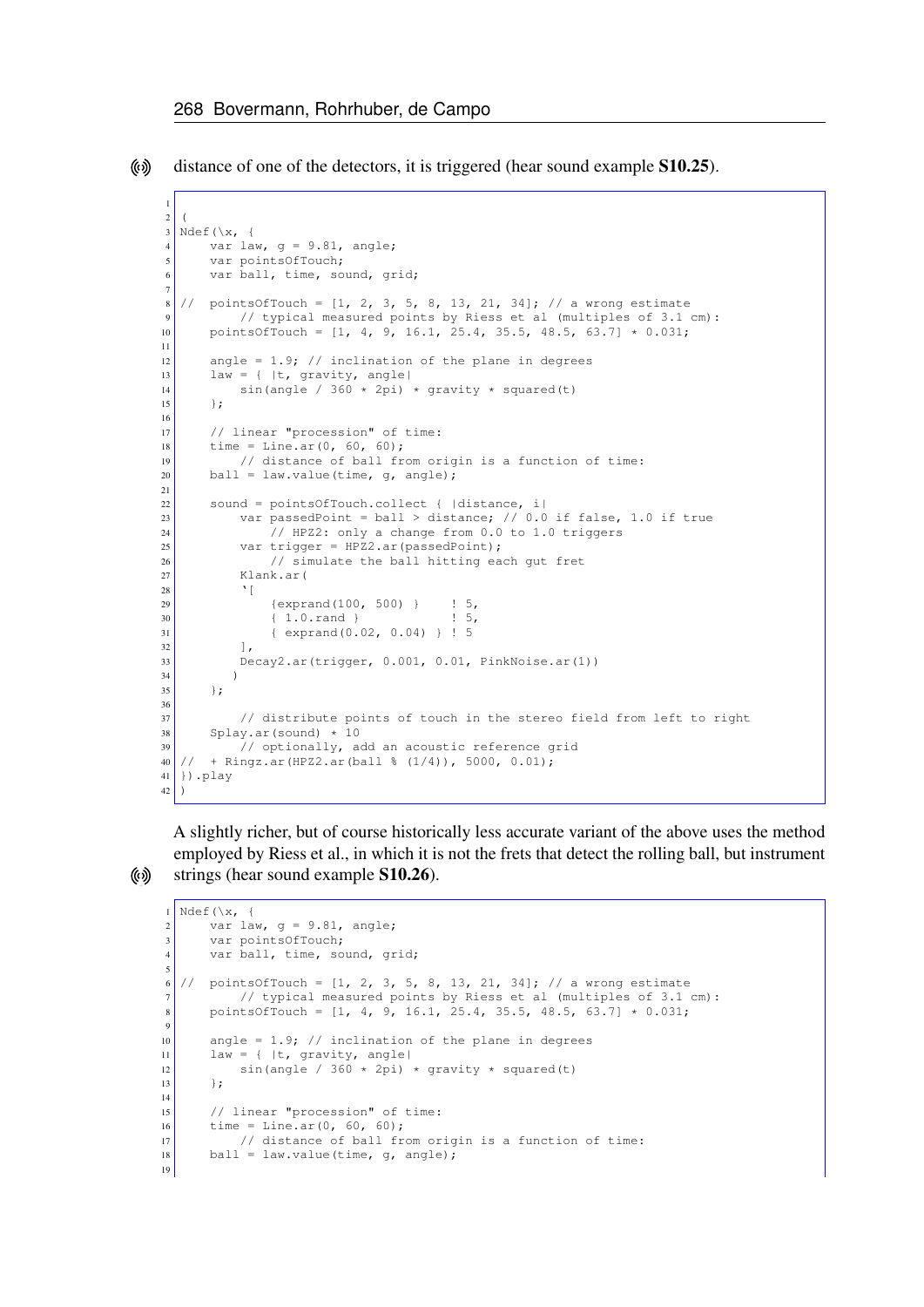distance of one of the detectors, it is triggered (hear sound example **S10.25**).

```
(
Ndef(\x, {
    var law, g = 9.81, angle;
    var pointsOfTouch;
    var ball, time, sound, grid;

//  pointsOfTouch = [1, 2, 3, 5, 8, 13, 21, 34]; // a wrong estimate
        // typical measured points by Riess et al (multiples of 3.1 cm):
    pointsOfTouch = [1, 4, 9, 16.1, 25.4, 35.5, 48.5, 63.7] * 0.031;

    angle = 1.9; // inclination of the plane in degrees
    law = { |t, gravity, angle|
        sin(angle / 360 * 2pi) * gravity * squared(t)
    };

    // linear "procession" of time:
    time = Line.ar(0, 60, 60);
        // distance of ball from origin is a function of time:
    ball = law.value(time, g, angle);

    sound = pointsOfTouch.collect { |distance, i|
        var passedPoint = ball > distance; // 0.0 if false, 1.0 if true
            // HPZ2: only a change from 0.0 to 1.0 triggers
        var trigger = HPZ2.ar(passedPoint);
            // simulate the ball hitting each gut fret
        Klank.ar(
        `[
            {exprand(100, 500) }    ! 5,
            { 1.0.rand }            ! 5,
            { exprand(0.02, 0.04) } ! 5
        ],
        Decay2.ar(trigger, 0.001, 0.01, PinkNoise.ar(1))
       )
    };

        // distribute points of touch in the stereo field from left to right
    Splay.ar(sound) * 10
        // optionally, add an acoustic reference grid
//  + Ringz.ar(HPZ2.ar(ball % (1/4)), 5000, 0.01);
}).play
)
```

A slightly richer, but of course historically less accurate variant of the above uses the method employed by Riess et al., in which it is not the frets that detect the rolling ball, but instrument strings (hear sound example **S10.26**).

```
Ndef(\x, {
    var law, g = 9.81, angle;
    var pointsOfTouch;
    var ball, time, sound, grid;

//  pointsOfTouch = [1, 2, 3, 5, 8, 13, 21, 34]; // a wrong estimate
        // typical measured points by Riess et al (multiples of 3.1 cm):
    pointsOfTouch = [1, 4, 9, 16.1, 25.4, 35.5, 48.5, 63.7] * 0.031;

    angle = 1.9; // inclination of the plane in degrees
    law = { |t, gravity, angle|
        sin(angle / 360 * 2pi) * gravity * squared(t)
    };

    // linear "procession" of time:
    time = Line.ar(0, 60, 60);
        // distance of ball from origin is a function of time:
    ball = law.value(time, g, angle);

```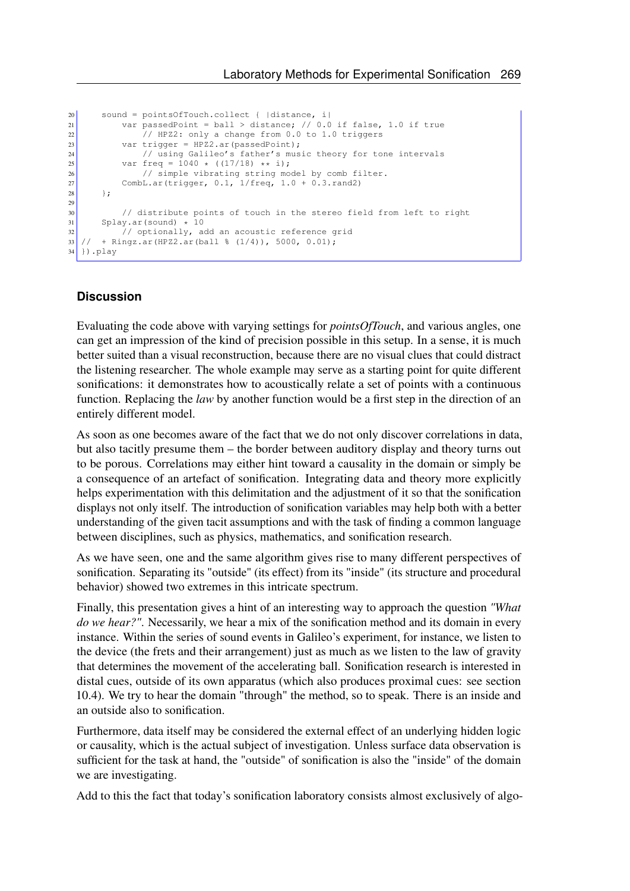```
	sound = pointsOfTouch.collect { |distance, i|
		var passedPoint = ball > distance; // 0.0 if false, 1.0 if true
			// HPZ2: only a change from 0.0 to 1.0 triggers
		var trigger = HPZ2.ar(passedPoint);
			// using Galileo's father's music theory for tone intervals
		var freq = 1040 * ((17/18) ** i);
			// simple vibrating string model by comb filter.
		CombL.ar(trigger, 0.1, 1/freq, 1.0 + 0.3.rand2)
	};

		// distribute points of touch in the stereo field from left to right
	Splay.ar(sound) * 10
		// optionally, add an acoustic reference grid
//	+ Ringz.ar(HPZ2.ar(ball % (1/4)), 5000, 0.01);
}).play
```

### Discussion

Evaluating the code above with varying settings for *pointsOfTouch*, and various angles, one can get an impression of the kind of precision possible in this setup. In a sense, it is much better suited than a visual reconstruction, because there are no visual clues that could distract the listening researcher. The whole example may serve as a starting point for quite different sonifications: it demonstrates how to acoustically relate a set of points with a continuous function. Replacing the *law* by another function would be a first step in the direction of an entirely different model.

As soon as one becomes aware of the fact that we do not only discover correlations in data, but also tacitly presume them – the border between auditory display and theory turns out to be porous. Correlations may either hint toward a causality in the domain or simply be a consequence of an artefact of sonification. Integrating data and theory more explicitly helps experimentation with this delimitation and the adjustment of it so that the sonification displays not only itself. The introduction of sonification variables may help both with a better understanding of the given tacit assumptions and with the task of finding a common language between disciplines, such as physics, mathematics, and sonification research.

As we have seen, one and the same algorithm gives rise to many different perspectives of sonification. Separating its "outside" (its effect) from its "inside" (its structure and procedural behavior) showed two extremes in this intricate spectrum.

Finally, this presentation gives a hint of an interesting way to approach the question *"What do we hear?"*. Necessarily, we hear a mix of the sonification method and its domain in every instance. Within the series of sound events in Galileo's experiment, for instance, we listen to the device (the frets and their arrangement) just as much as we listen to the law of gravity that determines the movement of the accelerating ball. Sonification research is interested in distal cues, outside of its own apparatus (which also produces proximal cues: see section 10.4). We try to hear the domain "through" the method, so to speak. There is an inside and an outside also to sonification.

Furthermore, data itself may be considered the external effect of an underlying hidden logic or causality, which is the actual subject of investigation. Unless surface data observation is sufficient for the task at hand, the "outside" of sonification is also the "inside" of the domain we are investigating.

Add to this the fact that today's sonification laboratory consists almost exclusively of algo-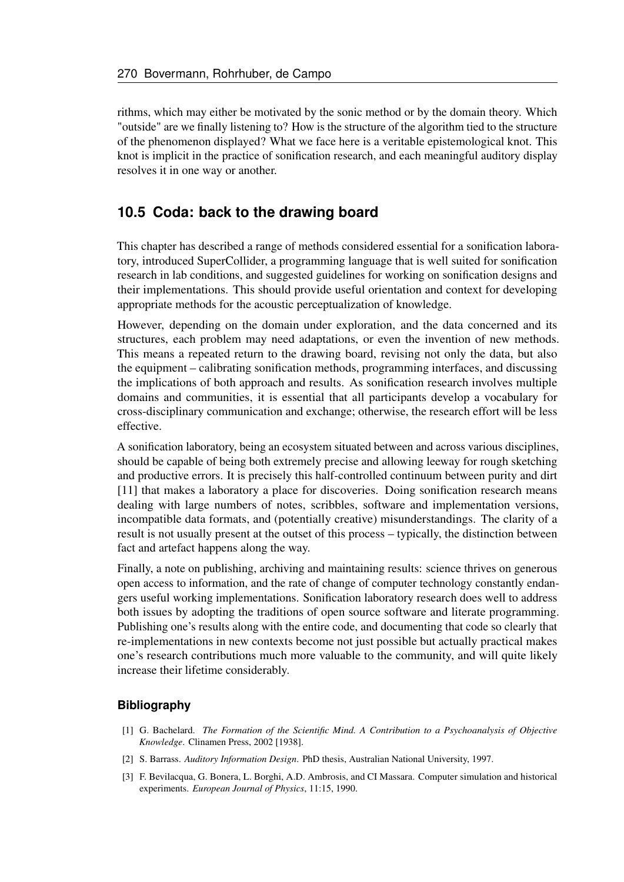rithms, which may either be motivated by the sonic method or by the domain theory. Which "outside" are we finally listening to? How is the structure of the algorithm tied to the structure of the phenomenon displayed? What we face here is a veritable epistemological knot. This knot is implicit in the practice of sonification research, and each meaningful auditory display resolves it in one way or another.

## 10.5 Coda: back to the drawing board

This chapter has described a range of methods considered essential for a sonification laboratory, introduced SuperCollider, a programming language that is well suited for sonification research in lab conditions, and suggested guidelines for working on sonification designs and their implementations. This should provide useful orientation and context for developing appropriate methods for the acoustic perceptualization of knowledge.

However, depending on the domain under exploration, and the data concerned and its structures, each problem may need adaptations, or even the invention of new methods. This means a repeated return to the drawing board, revising not only the data, but also the equipment – calibrating sonification methods, programming interfaces, and discussing the implications of both approach and results. As sonification research involves multiple domains and communities, it is essential that all participants develop a vocabulary for cross-disciplinary communication and exchange; otherwise, the research effort will be less effective.

A sonification laboratory, being an ecosystem situated between and across various disciplines, should be capable of being both extremely precise and allowing leeway for rough sketching and productive errors. It is precisely this half-controlled continuum between purity and dirt [11] that makes a laboratory a place for discoveries. Doing sonification research means dealing with large numbers of notes, scribbles, software and implementation versions, incompatible data formats, and (potentially creative) misunderstandings. The clarity of a result is not usually present at the outset of this process – typically, the distinction between fact and artefact happens along the way.

Finally, a note on publishing, archiving and maintaining results: science thrives on generous open access to information, and the rate of change of computer technology constantly endangers useful working implementations. Sonification laboratory research does well to address both issues by adopting the traditions of open source software and literate programming. Publishing one's results along with the entire code, and documenting that code so clearly that re-implementations in new contexts become not just possible but actually practical makes one's research contributions much more valuable to the community, and will quite likely increase their lifetime considerably.

### Bibliography

[1] G. Bachelard. *The Formation of the Scientific Mind. A Contribution to a Psychoanalysis of Objective Knowledge*. Clinamen Press, 2002 [1938].

[2] S. Barrass. *Auditory Information Design*. PhD thesis, Australian National University, 1997.

[3] F. Bevilacqua, G. Bonera, L. Borghi, A.D. Ambrosis, and CI Massara. Computer simulation and historical experiments. *European Journal of Physics*, 11:15, 1990.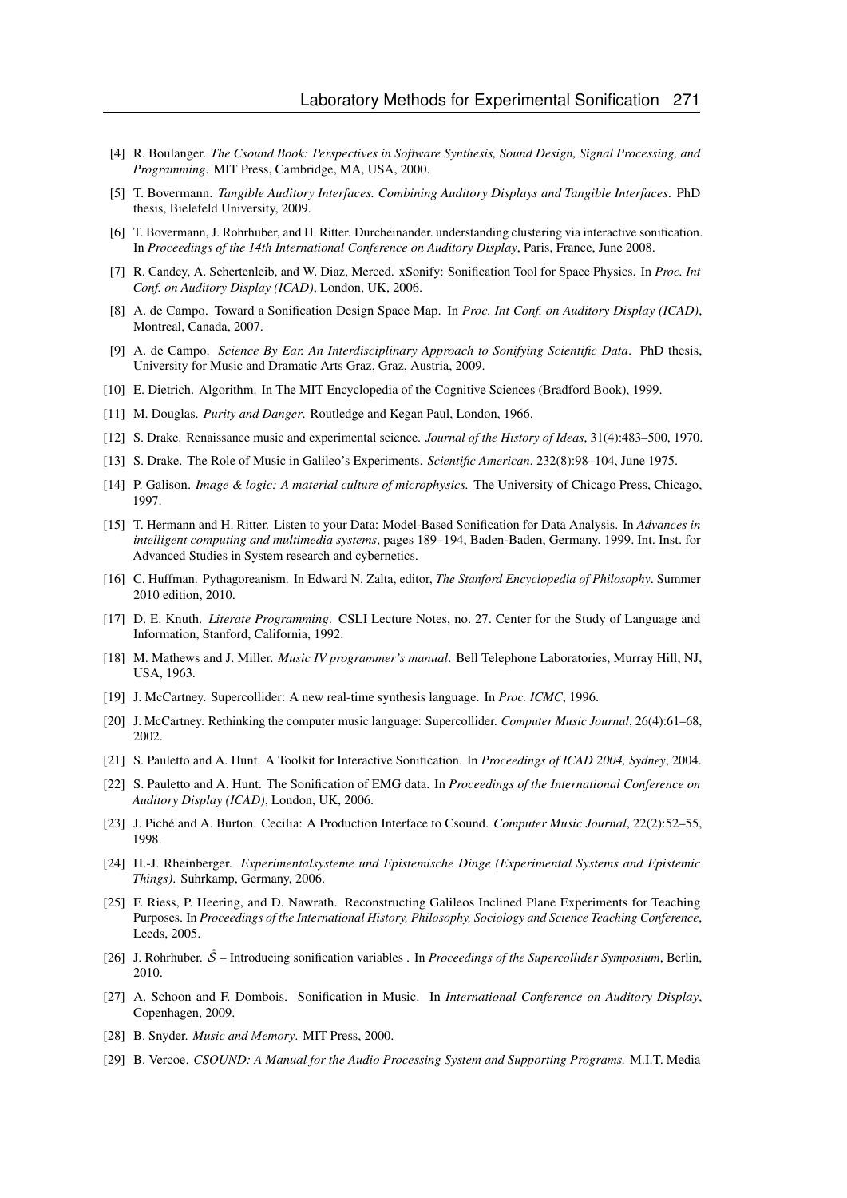[4] R. Boulanger. *The Csound Book: Perspectives in Software Synthesis, Sound Design, Signal Processing, and Programming*. MIT Press, Cambridge, MA, USA, 2000.

[5] T. Bovermann. *Tangible Auditory Interfaces. Combining Auditory Displays and Tangible Interfaces*. PhD thesis, Bielefeld University, 2009.

[6] T. Bovermann, J. Rohrhuber, and H. Ritter. Durcheinander. understanding clustering via interactive sonification. In *Proceedings of the 14th International Conference on Auditory Display*, Paris, France, June 2008.

[7] R. Candey, A. Schertenleib, and W. Diaz, Merced. xSonify: Sonification Tool for Space Physics. In *Proc. Int Conf. on Auditory Display (ICAD)*, London, UK, 2006.

[8] A. de Campo. Toward a Sonification Design Space Map. In *Proc. Int Conf. on Auditory Display (ICAD)*, Montreal, Canada, 2007.

[9] A. de Campo. *Science By Ear. An Interdisciplinary Approach to Sonifying Scientific Data*. PhD thesis, University for Music and Dramatic Arts Graz, Graz, Austria, 2009.

[10] E. Dietrich. Algorithm. In The MIT Encyclopedia of the Cognitive Sciences (Bradford Book), 1999.

[11] M. Douglas. *Purity and Danger*. Routledge and Kegan Paul, London, 1966.

[12] S. Drake. Renaissance music and experimental science. *Journal of the History of Ideas*, 31(4):483–500, 1970.

[13] S. Drake. The Role of Music in Galileo's Experiments. *Scientific American*, 232(8):98–104, June 1975.

[14] P. Galison. *Image & logic: A material culture of microphysics.* The University of Chicago Press, Chicago, 1997.

[15] T. Hermann and H. Ritter. Listen to your Data: Model-Based Sonification for Data Analysis. In *Advances in intelligent computing and multimedia systems*, pages 189–194, Baden-Baden, Germany, 1999. Int. Inst. for Advanced Studies in System research and cybernetics.

[16] C. Huffman. Pythagoreanism. In Edward N. Zalta, editor, *The Stanford Encyclopedia of Philosophy*. Summer 2010 edition, 2010.

[17] D. E. Knuth. *Literate Programming*. CSLI Lecture Notes, no. 27. Center for the Study of Language and Information, Stanford, California, 1992.

[18] M. Mathews and J. Miller. *Music IV programmer's manual*. Bell Telephone Laboratories, Murray Hill, NJ, USA, 1963.

[19] J. McCartney. Supercollider: A new real-time synthesis language. In *Proc. ICMC*, 1996.

[20] J. McCartney. Rethinking the computer music language: Supercollider. *Computer Music Journal*, 26(4):61–68, 2002.

[21] S. Pauletto and A. Hunt. A Toolkit for Interactive Sonification. In *Proceedings of ICAD 2004, Sydney*, 2004.

[22] S. Pauletto and A. Hunt. The Sonification of EMG data. In *Proceedings of the International Conference on Auditory Display (ICAD)*, London, UK, 2006.

[23] J. Piché and A. Burton. Cecilia: A Production Interface to Csound. *Computer Music Journal*, 22(2):52–55, 1998.

[24] H.-J. Rheinberger. *Experimentalsysteme und Epistemische Dinge (Experimental Systems and Epistemic Things)*. Suhrkamp, Germany, 2006.

[25] F. Riess, P. Heering, and D. Nawrath. Reconstructing Galileos Inclined Plane Experiments for Teaching Purposes. In *Proceedings of the International History, Philosophy, Sociology and Science Teaching Conference*, Leeds, 2005.

[26] J. Rohrhuber. $\mathring{\mathcal{S}}$ – Introducing sonification variables . In *Proceedings of the Supercollider Symposium*, Berlin, 2010.

[27] A. Schoon and F. Dombois. Sonification in Music. In *International Conference on Auditory Display*, Copenhagen, 2009.

[28] B. Snyder. *Music and Memory*. MIT Press, 2000.

[29] B. Vercoe. *CSOUND: A Manual for the Audio Processing System and Supporting Programs.* M.I.T. Media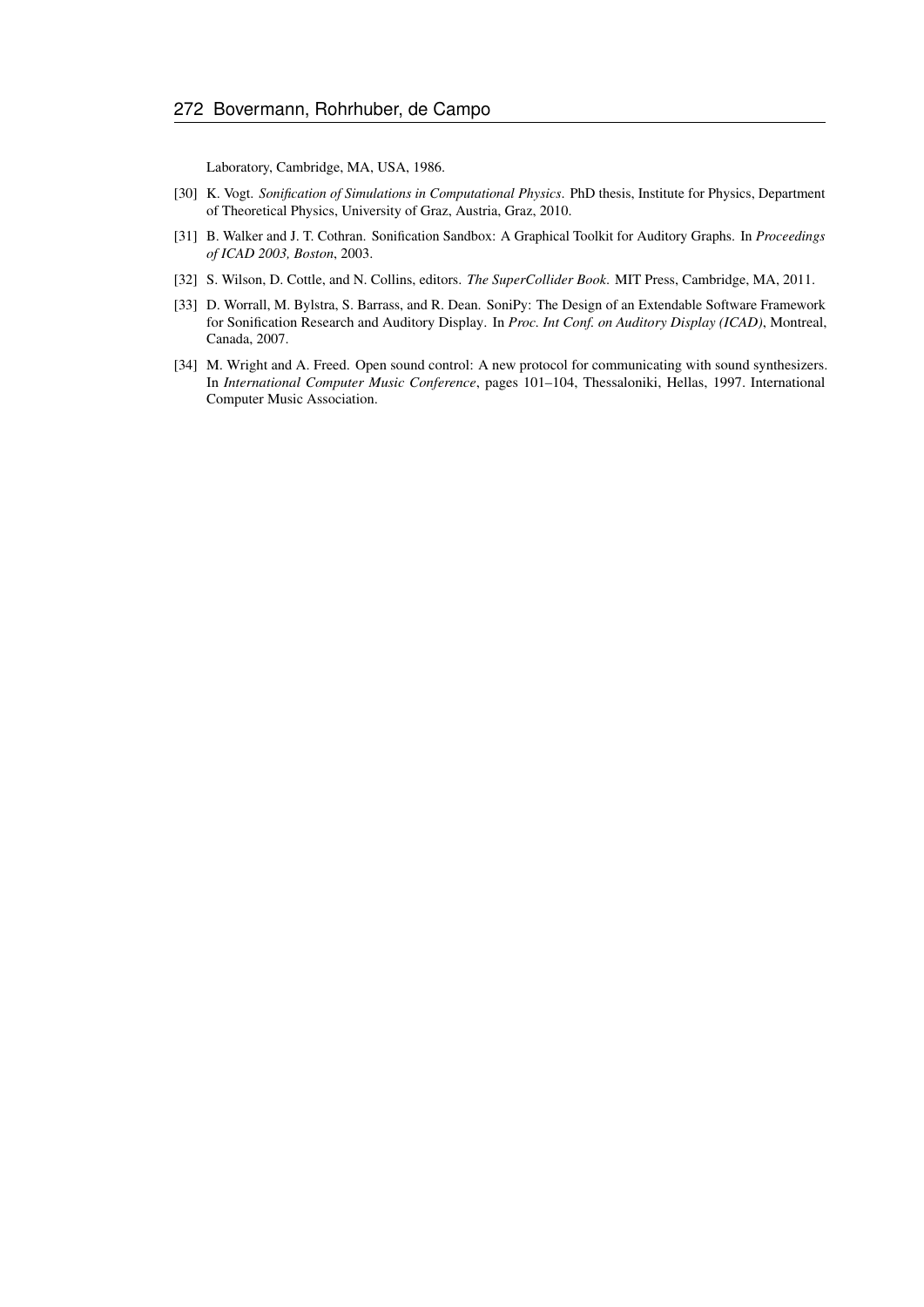Laboratory, Cambridge, MA, USA, 1986.

[30] K. Vogt. *Sonification of Simulations in Computational Physics*. PhD thesis, Institute for Physics, Department of Theoretical Physics, University of Graz, Austria, Graz, 2010.

[31] B. Walker and J. T. Cothran. Sonification Sandbox: A Graphical Toolkit for Auditory Graphs. In *Proceedings of ICAD 2003, Boston*, 2003.

[32] S. Wilson, D. Cottle, and N. Collins, editors. *The SuperCollider Book*. MIT Press, Cambridge, MA, 2011.

[33] D. Worrall, M. Bylstra, S. Barrass, and R. Dean. SoniPy: The Design of an Extendable Software Framework for Sonification Research and Auditory Display. In *Proc. Int Conf. on Auditory Display (ICAD)*, Montreal, Canada, 2007.

[34] M. Wright and A. Freed. Open sound control: A new protocol for communicating with sound synthesizers. In *International Computer Music Conference*, pages 101–104, Thessaloniki, Hellas, 1997. International Computer Music Association.